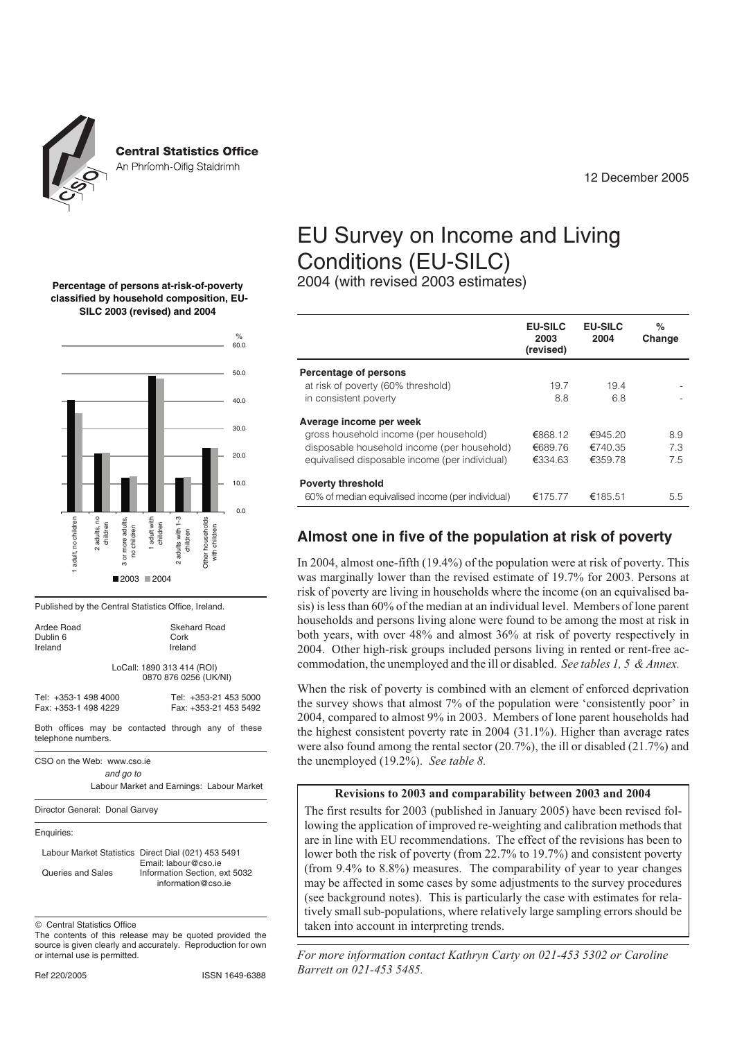**Central Statistics Office**
An Phríomh-Oifig Staidrimh

12 December 2005

# EU Survey on Income and Living Conditions (EU-SILC)

2004 (with revised 2003 estimates)

**Percentage of persons at-risk-of-poverty classified by household composition, EU-SILC 2003 (revised) and 2004**

| | EU-SILC 2003 (revised) | EU-SILC 2004 | % Change |
|---|---|---|---|
| **Percentage of persons** | | | |
| at risk of poverty (60% threshold) | 19.7 | 19.4 | - |
| in consistent poverty | 8.8 | 6.8 | - |
| **Average income per week** | | | |
| gross household income (per household) | €868.12 | €945.20 | 8.9 |
| disposable household income (per household) | €689.76 | €740.35 | 7.3 |
| equivalised disposable income (per individual) | €334.63 | €359.78 | 7.5 |
| **Poverty threshold** | | | |
| 60% of median equivalised income (per individual) | €175.77 | €185.51 | 5.5 |

## Almost one in five of the population at risk of poverty

In 2004, almost one-fifth (19.4%) of the population were at risk of poverty. This was marginally lower than the revised estimate of 19.7% for 2003. Persons at risk of poverty are living in households where the income (on an equivalised basis) is less than 60% of the median at an individual level. Members of lone parent households and persons living alone were found to be among the most at risk in both years, with over 48% and almost 36% at risk of poverty respectively in 2004. Other high-risk groups included persons living in rented or rent-free accommodation, the unemployed and the ill or disabled. *See tables 1, 5 & Annex.*

When the risk of poverty is combined with an element of enforced deprivation the survey shows that almost 7% of the population were 'consistently poor' in 2004, compared to almost 9% in 2003. Members of lone parent households had the highest consistent poverty rate in 2004 (31.1%). Higher than average rates were also found among the rental sector (20.7%), the ill or disabled (21.7%) and the unemployed (19.2%). *See table 8.*

**Revisions to 2003 and comparability between 2003 and 2004**

The first results for 2003 (published in January 2005) have been revised following the application of improved re-weighting and calibration methods that are in line with EU recommendations. The effect of the revisions has been to lower both the risk of poverty (from 22.7% to 19.7%) and consistent poverty (from 9.4% to 8.8%) measures. The comparability of year to year changes may be affected in some cases by some adjustments to the survey procedures (see background notes). This is particularly the case with estimates for relatively small sub-populations, where relatively large sampling errors should be taken into account in interpreting trends.

*For more information contact Kathryn Carty on 021-453 5302 or Caroline Barrett on 021-453 5485.*

Published by the Central Statistics Office, Ireland.

| | |
|---|---|
| Ardee Road | Skehard Road |
| Dublin 6 | Cork |
| Ireland | Ireland |

LoCall: 1890 313 414 (ROI)
0870 876 0256 (UK/NI)

| | |
|---|---|
| Tel: +353-1 498 4000 | Tel: +353-21 453 5000 |
| Fax: +353-1 498 4229 | Fax: +353-21 453 5492 |

Both offices may be contacted through any of these telephone numbers.

CSO on the Web: www.cso.ie
*and go to*
Labour Market and Earnings: Labour Market

Director General: Donal Garvey

Enquiries:

| | |
|---|---|
| Labour Market Statistics | Direct Dial (021) 453 5491<br>Email: labour@cso.ie |
| Queries and Sales | Information Section, ext 5032<br>information@cso.ie |

© Central Statistics Office

The contents of this release may be quoted provided the source is given clearly and accurately. Reproduction for own or internal use is permitted.

Ref 220/2005 ISSN 1649-6388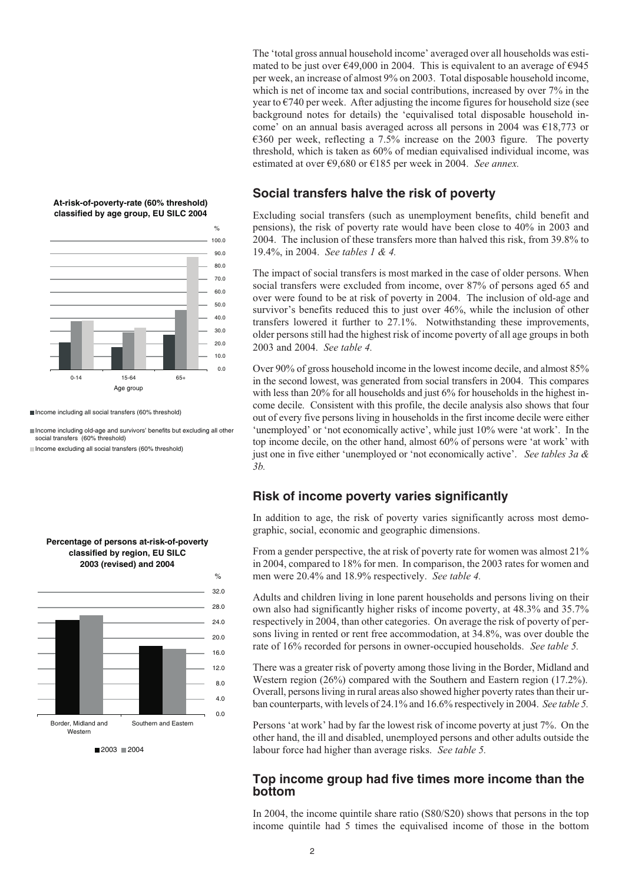The 'total gross annual household income' averaged over all households was estimated to be just over €49,000 in 2004. This is equivalent to an average of €945 per week, an increase of almost 9% on 2003. Total disposable household income, which is net of income tax and social contributions, increased by over 7% in the year to €740 per week. After adjusting the income figures for household size (see background notes for details) the 'equivalised total disposable household income' on an annual basis averaged across all persons in 2004 was €18,773 or €360 per week, reflecting a 7.5% increase on the 2003 figure. The poverty threshold, which is taken as 60% of median equivalised individual income, was estimated at over €9,680 or €185 per week in 2004. *See annex.*

**At-risk-of-poverty-rate (60% threshold) classified by age group, EU SILC 2004**

- Income including all social transfers (60% threshold)
- Income including old-age and survivors' benefits but excluding all other social transfers (60% threshold)
- Income excluding all social transfers (60% threshold)

## Social transfers halve the risk of poverty

Excluding social transfers (such as unemployment benefits, child benefit and pensions), the risk of poverty rate would have been close to 40% in 2003 and 2004. The inclusion of these transfers more than halved this risk, from 39.8% to 19.4%, in 2004. *See tables 1 & 4.*

The impact of social transfers is most marked in the case of older persons. When social transfers were excluded from income, over 87% of persons aged 65 and over were found to be at risk of poverty in 2004. The inclusion of old-age and survivor's benefits reduced this to just over 46%, while the inclusion of other transfers lowered it further to 27.1%. Notwithstanding these improvements, older persons still had the highest risk of income poverty of all age groups in both 2003 and 2004. *See table 4.*

Over 90% of gross household income in the lowest income decile, and almost 85% in the second lowest, was generated from social transfers in 2004. This compares with less than 20% for all households and just 6% for households in the highest income decile. Consistent with this profile, the decile analysis also shows that four out of every five persons living in households in the first income decile were either 'unemployed' or 'not economically active', while just 10% were 'at work'. In the top income decile, on the other hand, almost 60% of persons were 'at work' with just one in five either 'unemployed or 'not economically active'. *See tables 3a & 3b.*

**Percentage of persons at-risk-of-poverty classified by region, EU SILC 2003 (revised) and 2004**

## Risk of income poverty varies significantly

In addition to age, the risk of poverty varies significantly across most demographic, social, economic and geographic dimensions.

From a gender perspective, the at risk of poverty rate for women was almost 21% in 2004, compared to 18% for men. In comparison, the 2003 rates for women and men were 20.4% and 18.9% respectively. *See table 4.*

Adults and children living in lone parent households and persons living on their own also had significantly higher risks of income poverty, at 48.3% and 35.7% respectively in 2004, than other categories. On average the risk of poverty of persons living in rented or rent free accommodation, at 34.8%, was over double the rate of 16% recorded for persons in owner-occupied households. *See table 5.*

There was a greater risk of poverty among those living in the Border, Midland and Western region (26%) compared with the Southern and Eastern region (17.2%). Overall, persons living in rural areas also showed higher poverty rates than their urban counterparts, with levels of 24.1% and 16.6% respectively in 2004. *See table 5.*

Persons 'at work' had by far the lowest risk of income poverty at just 7%. On the other hand, the ill and disabled, unemployed persons and other adults outside the labour force had higher than average risks. *See table 5.*

## Top income group had five times more income than the bottom

In 2004, the income quintile share ratio (S80/S20) shows that persons in the top income quintile had 5 times the equivalised income of those in the bottom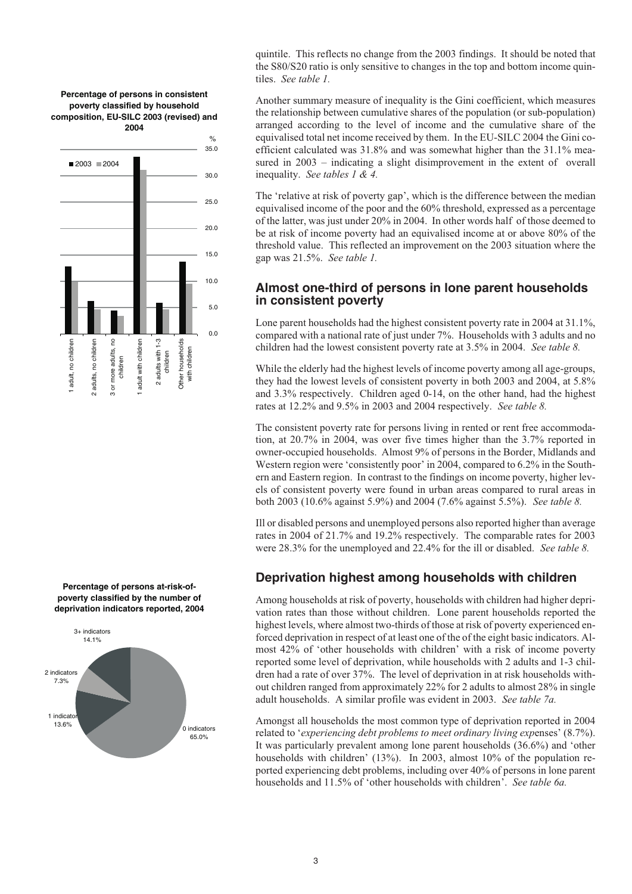**Percentage of persons in consistent poverty classified by household composition, EU-SILC 2003 (revised) and 2004**

**Percentage of persons at-risk-of-poverty classified by the number of deprivation indicators reported, 2004**

quintile. This reflects no change from the 2003 findings. It should be noted that the S80/S20 ratio is only sensitive to changes in the top and bottom income quintiles. *See table 1.*

Another summary measure of inequality is the Gini coefficient, which measures the relationship between cumulative shares of the population (or sub-population) arranged according to the level of income and the cumulative share of the equivalised total net income received by them. In the EU-SILC 2004 the Gini coefficient calculated was 31.8% and was somewhat higher than the 31.1% measured in 2003 – indicating a slight disimprovement in the extent of overall inequality. *See tables 1 & 4.*

The 'relative at risk of poverty gap', which is the difference between the median equivalised income of the poor and the 60% threshold, expressed as a percentage of the latter, was just under 20% in 2004. In other words half of those deemed to be at risk of income poverty had an equivalised income at or above 80% of the threshold value. This reflected an improvement on the 2003 situation where the gap was 21.5%. *See table 1.*

## Almost one-third of persons in lone parent households in consistent poverty

Lone parent households had the highest consistent poverty rate in 2004 at 31.1%, compared with a national rate of just under 7%. Households with 3 adults and no children had the lowest consistent poverty rate at 3.5% in 2004. *See table 8.*

While the elderly had the highest levels of income poverty among all age-groups, they had the lowest levels of consistent poverty in both 2003 and 2004, at 5.8% and 3.3% respectively. Children aged 0-14, on the other hand, had the highest rates at 12.2% and 9.5% in 2003 and 2004 respectively. *See table 8.*

The consistent poverty rate for persons living in rented or rent free accommodation, at 20.7% in 2004, was over five times higher than the 3.7% reported in owner-occupied households. Almost 9% of persons in the Border, Midlands and Western region were 'consistently poor' in 2004, compared to 6.2% in the Southern and Eastern region. In contrast to the findings on income poverty, higher levels of consistent poverty were found in urban areas compared to rural areas in both 2003 (10.6% against 5.9%) and 2004 (7.6% against 5.5%). *See table 8.*

Ill or disabled persons and unemployed persons also reported higher than average rates in 2004 of 21.7% and 19.2% respectively. The comparable rates for 2003 were 28.3% for the unemployed and 22.4% for the ill or disabled. *See table 8.*

## Deprivation highest among households with children

Among households at risk of poverty, households with children had higher deprivation rates than those without children. Lone parent households reported the highest levels, where almost two-thirds of those at risk of poverty experienced enforced deprivation in respect of at least one of the of the eight basic indicators. Almost 42% of 'other households with children' with a risk of income poverty reported some level of deprivation, while households with 2 adults and 1-3 children had a rate of over 37%. The level of deprivation in at risk households without children ranged from approximately 22% for 2 adults to almost 28% in single adult households. A similar profile was evident in 2003. *See table 7a.*

Amongst all households the most common type of deprivation reported in 2004 related to '*experiencing debt problems to meet ordinary living exp*enses' (8.7%). It was particularly prevalent among lone parent households (36.6%) and 'other households with children' (13%). In 2003, almost 10% of the population reported experiencing debt problems, including over 40% of persons in lone parent households and 11.5% of 'other households with children'. *See table 6a.*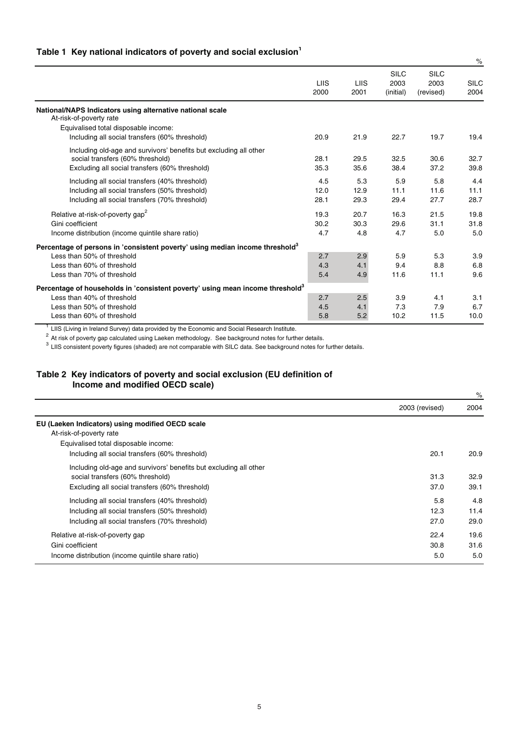### Table 1 Key national indicators of poverty and social exclusion[1]

%

| | LIIS 2000 | LIIS 2001 | SILC 2003 (initial) | SILC 2003 (revised) | SILC 2004 |
|---|---|---|---|---|---|
| **National/NAPS Indicators using alternative national scale** | | | | | |
| At-risk-of-poverty rate | | | | | |
| Equivalised total disposable income: | | | | | |
| Including all social transfers (60% threshold) | 20.9 | 21.9 | 22.7 | 19.7 | 19.4 |
| Including old-age and survivors' benefits but excluding all other social transfers (60% threshold) | 28.1 | 29.5 | 32.5 | 30.6 | 32.7 |
| Excluding all social transfers (60% threshold) | 35.3 | 35.6 | 38.4 | 37.2 | 39.8 |
| Including all social transfers (40% threshold) | 4.5 | 5.3 | 5.9 | 5.8 | 4.4 |
| Including all social transfers (50% threshold) | 12.0 | 12.9 | 11.1 | 11.6 | 11.1 |
| Including all social transfers (70% threshold) | 28.1 | 29.3 | 29.4 | 27.7 | 28.7 |
| Relative at-risk-of-poverty gap[2] | 19.3 | 20.7 | 16.3 | 21.5 | 19.8 |
| Gini coefficient | 30.2 | 30.3 | 29.6 | 31.1 | 31.8 |
| Income distribution (income quintile share ratio) | 4.7 | 4.8 | 4.7 | 5.0 | 5.0 |
| **Percentage of persons in 'consistent poverty' using median income threshold[3]** | | | | | |
| Less than 50% of threshold | 2.7 | 2.9 | 5.9 | 5.3 | 3.9 |
| Less than 60% of threshold | 4.3 | 4.1 | 9.4 | 8.8 | 6.8 |
| Less than 70% of threshold | 5.4 | 4.9 | 11.6 | 11.1 | 9.6 |
| **Percentage of households in 'consistent poverty' using mean income threshold[3]** | | | | | |
| Less than 40% of threshold | 2.7 | 2.5 | 3.9 | 4.1 | 3.1 |
| Less than 50% of threshold | 4.5 | 4.1 | 7.3 | 7.9 | 6.7 |
| Less than 60% of threshold | 5.8 | 5.2 | 10.2 | 11.5 | 10.0 |

[1] LIIS (Living in Ireland Survey) data provided by the Economic and Social Research Institute.

[2] At risk of poverty gap calculated using Laeken methodology. See background notes for further details.

[3] LIIS consistent poverty figures (shaded) are not comparable with SILC data. See background notes for further details.

### Table 2 Key indicators of poverty and social exclusion (EU definition of Income and modified OECD scale)

%

| | 2003 (revised) | 2004 |
|---|---|---|
| **EU (Laeken Indicators) using modified OECD scale** | | |
| At-risk-of-poverty rate | | |
| Equivalised total disposable income: | | |
| Including all social transfers (60% threshold) | 20.1 | 20.9 |
| Including old-age and survivors' benefits but excluding all other social transfers (60% threshold) | 31.3 | 32.9 |
| Excluding all social transfers (60% threshold) | 37.0 | 39.1 |
| Including all social transfers (40% threshold) | 5.8 | 4.8 |
| Including all social transfers (50% threshold) | 12.3 | 11.4 |
| Including all social transfers (70% threshold) | 27.0 | 29.0 |
| Relative at-risk-of-poverty gap | 22.4 | 19.6 |
| Gini coefficient | 30.8 | 31.6 |
| Income distribution (income quintile share ratio) | 5.0 | 5.0 |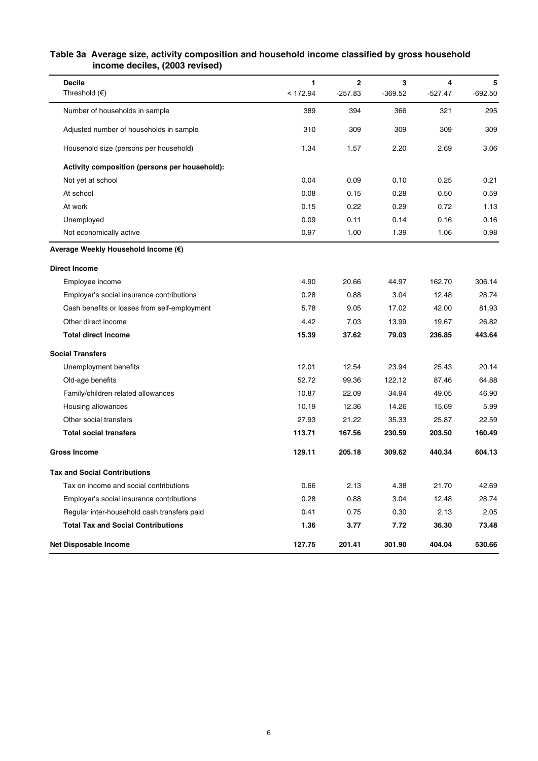## Table 3a Average size, activity composition and household income classified by gross household income deciles, (2003 revised)

| Decile<br>Threshold (€) | 1<br>< 172.94 | 2<br>-257.83 | 3<br>-369.52 | 4<br>-527.47 | 5<br>-692.50 |
|---|---|---|---|---|---|
| Number of households in sample | 389 | 394 | 366 | 321 | 295 |
| Adjusted number of households in sample | 310 | 309 | 309 | 309 | 309 |
| Household size (persons per household) | 1.34 | 1.57 | 2.20 | 2.69 | 3.06 |
| **Activity composition (persons per household):** | | | | | |
| Not yet at school | 0.04 | 0.09 | 0.10 | 0.25 | 0.21 |
| At school | 0.08 | 0.15 | 0.28 | 0.50 | 0.59 |
| At work | 0.15 | 0.22 | 0.29 | 0.72 | 1.13 |
| Unemployed | 0.09 | 0.11 | 0.14 | 0.16 | 0.16 |
| Not economically active | 0.97 | 1.00 | 1.39 | 1.06 | 0.98 |
| **Average Weekly Household Income (€)** | | | | | |
| **Direct Income** | | | | | |
| Employee income | 4.90 | 20.66 | 44.97 | 162.70 | 306.14 |
| Employer's social insurance contributions | 0.28 | 0.88 | 3.04 | 12.48 | 28.74 |
| Cash benefits or losses from self-employment | 5.78 | 9.05 | 17.02 | 42.00 | 81.93 |
| Other direct income | 4.42 | 7.03 | 13.99 | 19.67 | 26.82 |
| **Total direct income** | **15.39** | **37.62** | **79.03** | **236.85** | **443.64** |
| **Social Transfers** | | | | | |
| Unemployment benefits | 12.01 | 12.54 | 23.94 | 25.43 | 20.14 |
| Old-age benefits | 52.72 | 99.36 | 122.12 | 87.46 | 64.88 |
| Family/children related allowances | 10.87 | 22.09 | 34.94 | 49.05 | 46.90 |
| Housing allowances | 10.19 | 12.36 | 14.26 | 15.69 | 5.99 |
| Other social transfers | 27.93 | 21.22 | 35.33 | 25.87 | 22.59 |
| **Total social transfers** | **113.71** | **167.56** | **230.59** | **203.50** | **160.49** |
| **Gross Income** | **129.11** | **205.18** | **309.62** | **440.34** | **604.13** |
| **Tax and Social Contributions** | | | | | |
| Tax on income and social contributions | 0.66 | 2.13 | 4.38 | 21.70 | 42.69 |
| Employer's social insurance contributions | 0.28 | 0.88 | 3.04 | 12.48 | 28.74 |
| Regular inter-household cash transfers paid | 0.41 | 0.75 | 0.30 | 2.13 | 2.05 |
| **Total Tax and Social Contributions** | **1.36** | **3.77** | **7.72** | **36.30** | **73.48** |
| **Net Disposable Income** | **127.75** | **201.41** | **301.90** | **404.04** | **530.66** |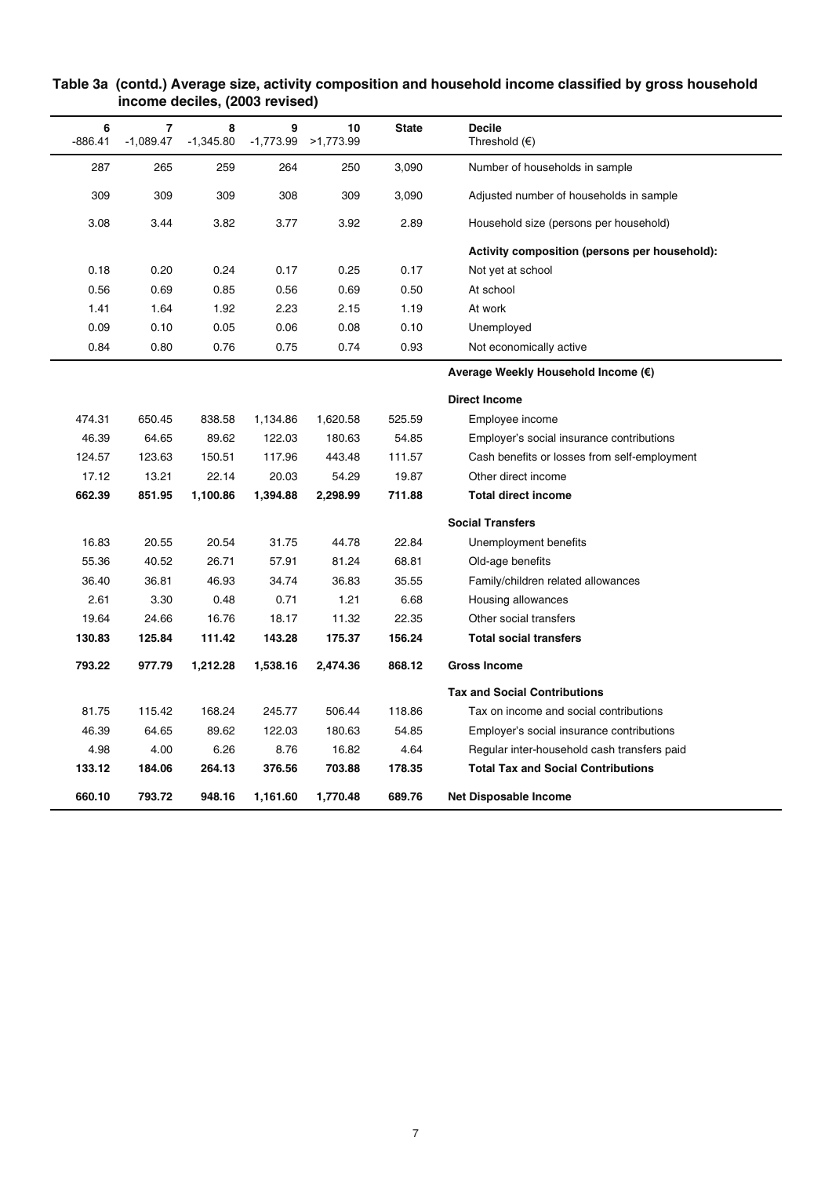**Table 3a (contd.) Average size, activity composition and household income classified by gross household income deciles, (2003 revised)**

| 6 | 7 | 8 | 9 | 10 | State | Decile |
|---|---|---|---|---|---|---|
| -886.41 | -1,089.47 | -1,345.80 | -1,773.99 | >1,773.99 | | Threshold (€) |
| 287 | 265 | 259 | 264 | 250 | 3,090 | Number of households in sample |
| 309 | 309 | 309 | 308 | 309 | 3,090 | Adjusted number of households in sample |
| 3.08 | 3.44 | 3.82 | 3.77 | 3.92 | 2.89 | Household size (persons per household) |
| | | | | | | **Activity composition (persons per household):** |
| 0.18 | 0.20 | 0.24 | 0.17 | 0.25 | 0.17 | Not yet at school |
| 0.56 | 0.69 | 0.85 | 0.56 | 0.69 | 0.50 | At school |
| 1.41 | 1.64 | 1.92 | 2.23 | 2.15 | 1.19 | At work |
| 0.09 | 0.10 | 0.05 | 0.06 | 0.08 | 0.10 | Unemployed |
| 0.84 | 0.80 | 0.76 | 0.75 | 0.74 | 0.93 | Not economically active |
| | | | | | | **Average Weekly Household Income (€)** |
| | | | | | | **Direct Income** |
| 474.31 | 650.45 | 838.58 | 1,134.86 | 1,620.58 | 525.59 | Employee income |
| 46.39 | 64.65 | 89.62 | 122.03 | 180.63 | 54.85 | Employer's social insurance contributions |
| 124.57 | 123.63 | 150.51 | 117.96 | 443.48 | 111.57 | Cash benefits or losses from self-employment |
| 17.12 | 13.21 | 22.14 | 20.03 | 54.29 | 19.87 | Other direct income |
| **662.39** | **851.95** | **1,100.86** | **1,394.88** | **2,298.99** | **711.88** | **Total direct income** |
| | | | | | | **Social Transfers** |
| 16.83 | 20.55 | 20.54 | 31.75 | 44.78 | 22.84 | Unemployment benefits |
| 55.36 | 40.52 | 26.71 | 57.91 | 81.24 | 68.81 | Old-age benefits |
| 36.40 | 36.81 | 46.93 | 34.74 | 36.83 | 35.55 | Family/children related allowances |
| 2.61 | 3.30 | 0.48 | 0.71 | 1.21 | 6.68 | Housing allowances |
| 19.64 | 24.66 | 16.76 | 18.17 | 11.32 | 22.35 | Other social transfers |
| **130.83** | **125.84** | **111.42** | **143.28** | **175.37** | **156.24** | **Total social transfers** |
| **793.22** | **977.79** | **1,212.28** | **1,538.16** | **2,474.36** | **868.12** | **Gross Income** |
| | | | | | | **Tax and Social Contributions** |
| 81.75 | 115.42 | 168.24 | 245.77 | 506.44 | 118.86 | Tax on income and social contributions |
| 46.39 | 64.65 | 89.62 | 122.03 | 180.63 | 54.85 | Employer's social insurance contributions |
| 4.98 | 4.00 | 6.26 | 8.76 | 16.82 | 4.64 | Regular inter-household cash transfers paid |
| **133.12** | **184.06** | **264.13** | **376.56** | **703.88** | **178.35** | **Total Tax and Social Contributions** |
| **660.10** | **793.72** | **948.16** | **1,161.60** | **1,770.48** | **689.76** | **Net Disposable Income** |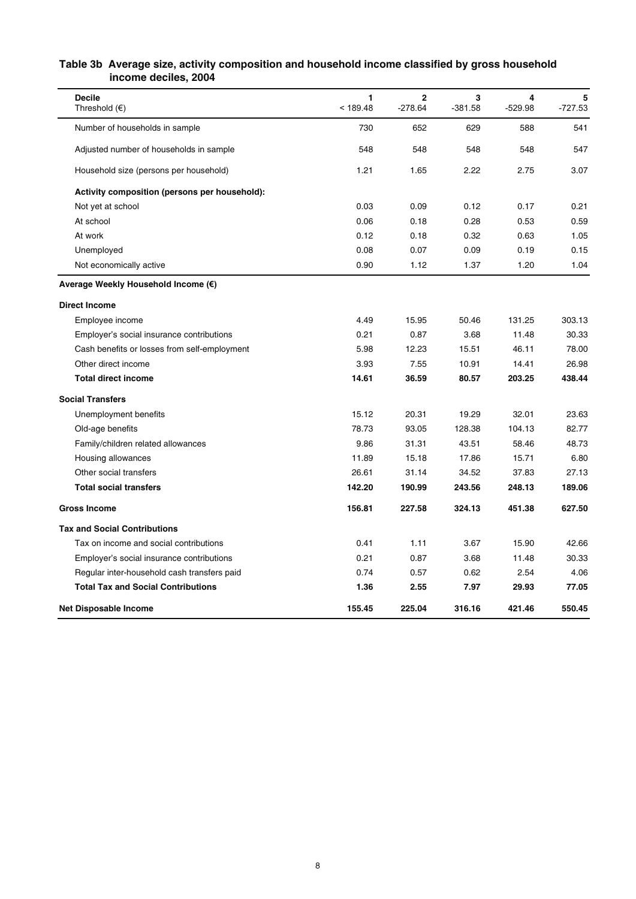## Table 3b Average size, activity composition and household income classified by gross household income deciles, 2004

| Decile<br>Threshold (€) | 1<br>< 189.48 | 2<br>-278.64 | 3<br>-381.58 | 4<br>-529.98 | 5<br>-727.53 |
|---|---|---|---|---|---|
| Number of households in sample | 730 | 652 | 629 | 588 | 541 |
| Adjusted number of households in sample | 548 | 548 | 548 | 548 | 547 |
| Household size (persons per household) | 1.21 | 1.65 | 2.22 | 2.75 | 3.07 |
| **Activity composition (persons per household):** | | | | | |
| Not yet at school | 0.03 | 0.09 | 0.12 | 0.17 | 0.21 |
| At school | 0.06 | 0.18 | 0.28 | 0.53 | 0.59 |
| At work | 0.12 | 0.18 | 0.32 | 0.63 | 1.05 |
| Unemployed | 0.08 | 0.07 | 0.09 | 0.19 | 0.15 |
| Not economically active | 0.90 | 1.12 | 1.37 | 1.20 | 1.04 |
| **Average Weekly Household Income (€)** | | | | | |
| **Direct Income** | | | | | |
| Employee income | 4.49 | 15.95 | 50.46 | 131.25 | 303.13 |
| Employer's social insurance contributions | 0.21 | 0.87 | 3.68 | 11.48 | 30.33 |
| Cash benefits or losses from self-employment | 5.98 | 12.23 | 15.51 | 46.11 | 78.00 |
| Other direct income | 3.93 | 7.55 | 10.91 | 14.41 | 26.98 |
| **Total direct income** | **14.61** | **36.59** | **80.57** | **203.25** | **438.44** |
| **Social Transfers** | | | | | |
| Unemployment benefits | 15.12 | 20.31 | 19.29 | 32.01 | 23.63 |
| Old-age benefits | 78.73 | 93.05 | 128.38 | 104.13 | 82.77 |
| Family/children related allowances | 9.86 | 31.31 | 43.51 | 58.46 | 48.73 |
| Housing allowances | 11.89 | 15.18 | 17.86 | 15.71 | 6.80 |
| Other social transfers | 26.61 | 31.14 | 34.52 | 37.83 | 27.13 |
| **Total social transfers** | **142.20** | **190.99** | **243.56** | **248.13** | **189.06** |
| **Gross Income** | **156.81** | **227.58** | **324.13** | **451.38** | **627.50** |
| **Tax and Social Contributions** | | | | | |
| Tax on income and social contributions | 0.41 | 1.11 | 3.67 | 15.90 | 42.66 |
| Employer's social insurance contributions | 0.21 | 0.87 | 3.68 | 11.48 | 30.33 |
| Regular inter-household cash transfers paid | 0.74 | 0.57 | 0.62 | 2.54 | 4.06 |
| **Total Tax and Social Contributions** | **1.36** | **2.55** | **7.97** | **29.93** | **77.05** |
| **Net Disposable Income** | **155.45** | **225.04** | **316.16** | **421.46** | **550.45** |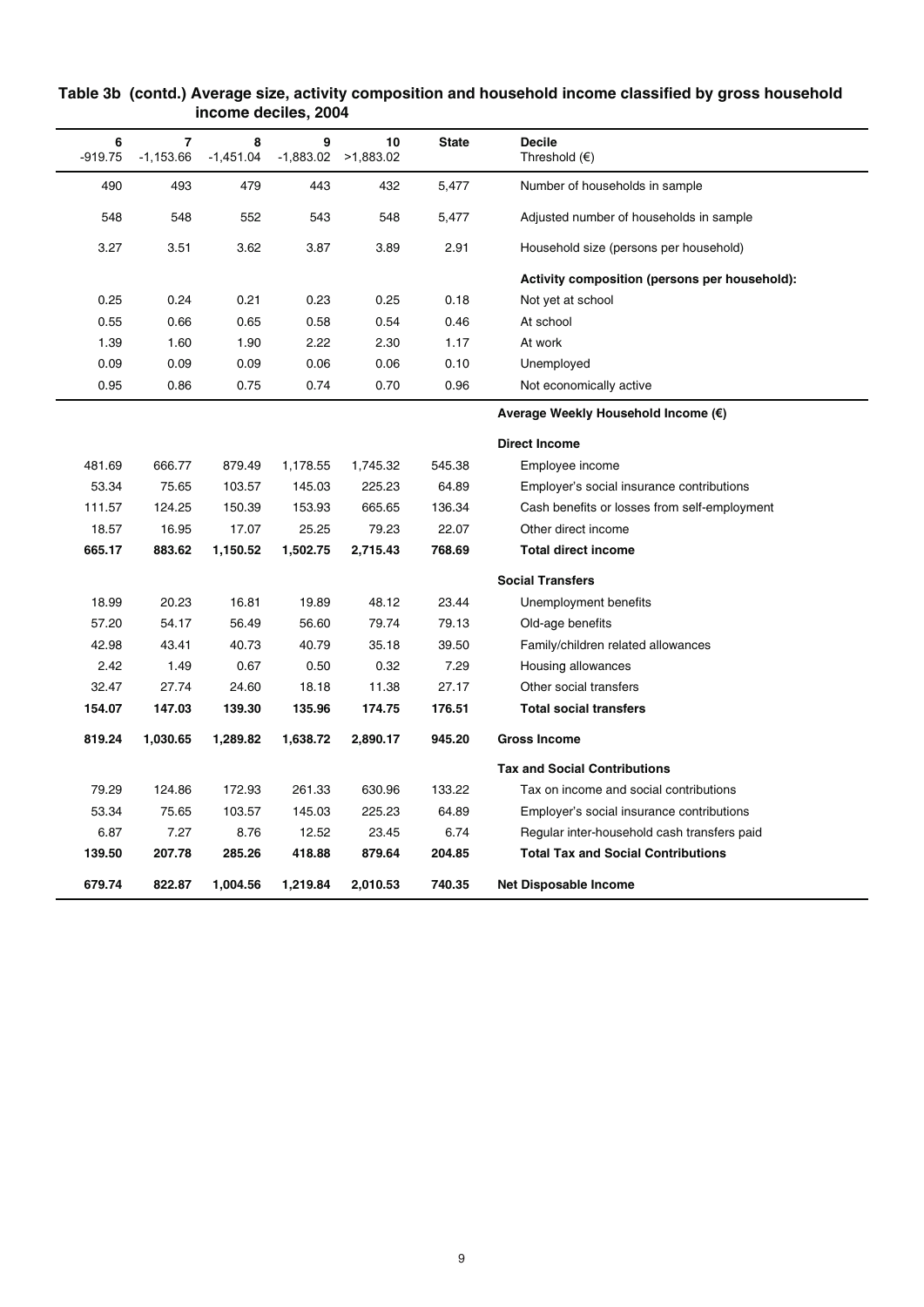**Table 3b (contd.) Average size, activity composition and household income classified by gross household income deciles, 2004**

| 6<br>-919.75 | 7<br>-1,153.66 | 8<br>-1,451.04 | 9<br>-1,883.02 | 10<br>>1,883.02 | State | Decile<br>Threshold (€) |
|---|---|---|---|---|---|---|
| 490 | 493 | 479 | 443 | 432 | 5,477 | Number of households in sample |
| 548 | 548 | 552 | 543 | 548 | 5,477 | Adjusted number of households in sample |
| 3.27 | 3.51 | 3.62 | 3.87 | 3.89 | 2.91 | Household size (persons per household) |
| | | | | | | **Activity composition (persons per household):** |
| 0.25 | 0.24 | 0.21 | 0.23 | 0.25 | 0.18 | Not yet at school |
| 0.55 | 0.66 | 0.65 | 0.58 | 0.54 | 0.46 | At school |
| 1.39 | 1.60 | 1.90 | 2.22 | 2.30 | 1.17 | At work |
| 0.09 | 0.09 | 0.09 | 0.06 | 0.06 | 0.10 | Unemployed |
| 0.95 | 0.86 | 0.75 | 0.74 | 0.70 | 0.96 | Not economically active |
| | | | | | | **Average Weekly Household Income (€)** |
| | | | | | | **Direct Income** |
| 481.69 | 666.77 | 879.49 | 1,178.55 | 1,745.32 | 545.38 | Employee income |
| 53.34 | 75.65 | 103.57 | 145.03 | 225.23 | 64.89 | Employer's social insurance contributions |
| 111.57 | 124.25 | 150.39 | 153.93 | 665.65 | 136.34 | Cash benefits or losses from self-employment |
| 18.57 | 16.95 | 17.07 | 25.25 | 79.23 | 22.07 | Other direct income |
| **665.17** | **883.62** | **1,150.52** | **1,502.75** | **2,715.43** | **768.69** | **Total direct income** |
| | | | | | | **Social Transfers** |
| 18.99 | 20.23 | 16.81 | 19.89 | 48.12 | 23.44 | Unemployment benefits |
| 57.20 | 54.17 | 56.49 | 56.60 | 79.74 | 79.13 | Old-age benefits |
| 42.98 | 43.41 | 40.73 | 40.79 | 35.18 | 39.50 | Family/children related allowances |
| 2.42 | 1.49 | 0.67 | 0.50 | 0.32 | 7.29 | Housing allowances |
| 32.47 | 27.74 | 24.60 | 18.18 | 11.38 | 27.17 | Other social transfers |
| **154.07** | **147.03** | **139.30** | **135.96** | **174.75** | **176.51** | **Total social transfers** |
| **819.24** | **1,030.65** | **1,289.82** | **1,638.72** | **2,890.17** | **945.20** | **Gross Income** |
| | | | | | | **Tax and Social Contributions** |
| 79.29 | 124.86 | 172.93 | 261.33 | 630.96 | 133.22 | Tax on income and social contributions |
| 53.34 | 75.65 | 103.57 | 145.03 | 225.23 | 64.89 | Employer's social insurance contributions |
| 6.87 | 7.27 | 8.76 | 12.52 | 23.45 | 6.74 | Regular inter-household cash transfers paid |
| **139.50** | **207.78** | **285.26** | **418.88** | **879.64** | **204.85** | **Total Tax and Social Contributions** |
| **679.74** | **822.87** | **1,004.56** | **1,219.84** | **2,010.53** | **740.35** | **Net Disposable Income** |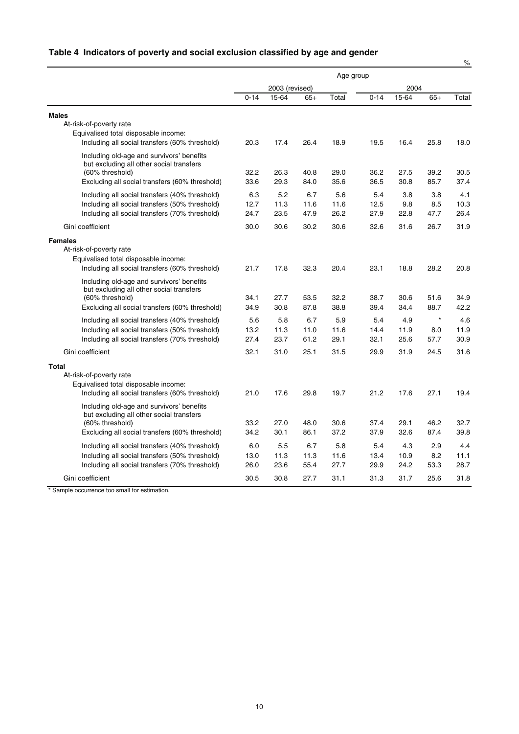## Table 4 Indicators of poverty and social exclusion classified by age and gender

%

| | Age group | | | | | | | |
|---|---|---|---|---|---|---|---|---|
| | 2003 (revised) | | | | 2004 | | | |
| | 0-14 | 15-64 | 65+ | Total | 0-14 | 15-64 | 65+ | Total |
| **Males** | | | | | | | | |
| At-risk-of-poverty rate | | | | | | | | |
| Equivalised total disposable income: | | | | | | | | |
| Including all social transfers (60% threshold) | 20.3 | 17.4 | 26.4 | 18.9 | 19.5 | 16.4 | 25.8 | 18.0 |
| Including old-age and survivors' benefits but excluding all other social transfers (60% threshold) | 32.2 | 26.3 | 40.8 | 29.0 | 36.2 | 27.5 | 39.2 | 30.5 |
| Excluding all social transfers (60% threshold) | 33.6 | 29.3 | 84.0 | 35.6 | 36.5 | 30.8 | 85.7 | 37.4 |
| Including all social transfers (40% threshold) | 6.3 | 5.2 | 6.7 | 5.6 | 5.4 | 3.8 | 3.8 | 4.1 |
| Including all social transfers (50% threshold) | 12.7 | 11.3 | 11.6 | 11.6 | 12.5 | 9.8 | 8.5 | 10.3 |
| Including all social transfers (70% threshold) | 24.7 | 23.5 | 47.9 | 26.2 | 27.9 | 22.8 | 47.7 | 26.4 |
| Gini coefficient | 30.0 | 30.6 | 30.2 | 30.6 | 32.6 | 31.6 | 26.7 | 31.9 |
| **Females** | | | | | | | | |
| At-risk-of-poverty rate | | | | | | | | |
| Equivalised total disposable income: | | | | | | | | |
| Including all social transfers (60% threshold) | 21.7 | 17.8 | 32.3 | 20.4 | 23.1 | 18.8 | 28.2 | 20.8 |
| Including old-age and survivors' benefits but excluding all other social transfers (60% threshold) | 34.1 | 27.7 | 53.5 | 32.2 | 38.7 | 30.6 | 51.6 | 34.9 |
| Excluding all social transfers (60% threshold) | 34.9 | 30.8 | 87.8 | 38.8 | 39.4 | 34.4 | 88.7 | 42.2 |
| Including all social transfers (40% threshold) | 5.6 | 5.8 | 6.7 | 5.9 | 5.4 | 4.9 | * | 4.6 |
| Including all social transfers (50% threshold) | 13.2 | 11.3 | 11.0 | 11.6 | 14.4 | 11.9 | 8.0 | 11.9 |
| Including all social transfers (70% threshold) | 27.4 | 23.7 | 61.2 | 29.1 | 32.1 | 25.6 | 57.7 | 30.9 |
| Gini coefficient | 32.1 | 31.0 | 25.1 | 31.5 | 29.9 | 31.9 | 24.5 | 31.6 |
| **Total** | | | | | | | | |
| At-risk-of-poverty rate | | | | | | | | |
| Equivalised total disposable income: | | | | | | | | |
| Including all social transfers (60% threshold) | 21.0 | 17.6 | 29.8 | 19.7 | 21.2 | 17.6 | 27.1 | 19.4 |
| Including old-age and survivors' benefits but excluding all other social transfers (60% threshold) | 33.2 | 27.0 | 48.0 | 30.6 | 37.4 | 29.1 | 46.2 | 32.7 |
| Excluding all social transfers (60% threshold) | 34.2 | 30.1 | 86.1 | 37.2 | 37.9 | 32.6 | 87.4 | 39.8 |
| Including all social transfers (40% threshold) | 6.0 | 5.5 | 6.7 | 5.8 | 5.4 | 4.3 | 2.9 | 4.4 |
| Including all social transfers (50% threshold) | 13.0 | 11.3 | 11.3 | 11.6 | 13.4 | 10.9 | 8.2 | 11.1 |
| Including all social transfers (70% threshold) | 26.0 | 23.6 | 55.4 | 27.7 | 29.9 | 24.2 | 53.3 | 28.7 |
| Gini coefficient | 30.5 | 30.8 | 27.7 | 31.1 | 31.3 | 31.7 | 25.6 | 31.8 |

* Sample occurrence too small for estimation.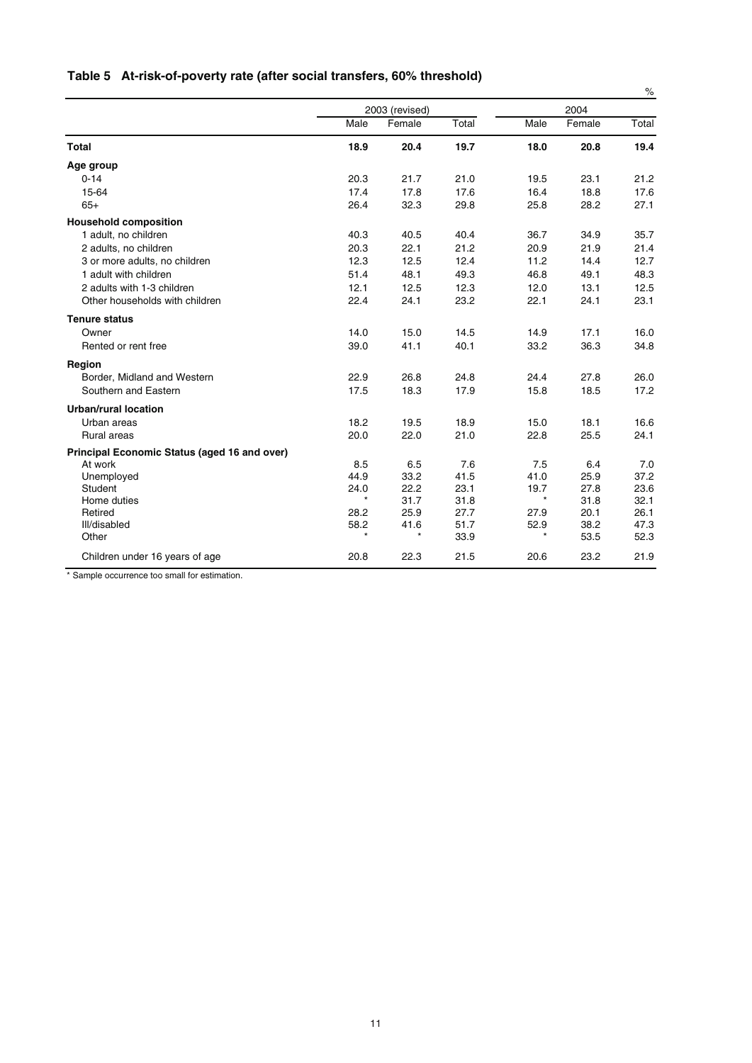## Table 5 At-risk-of-poverty rate (after social transfers, 60% threshold)

%

| | 2003 (revised) | | | 2004 | | |
|---|---|---|---|---|---|---|
| | Male | Female | Total | Male | Female | Total |
| **Total** | **18.9** | **20.4** | **19.7** | **18.0** | **20.8** | **19.4** |
| **Age group** | | | | | | |
| 0-14 | 20.3 | 21.7 | 21.0 | 19.5 | 23.1 | 21.2 |
| 15-64 | 17.4 | 17.8 | 17.6 | 16.4 | 18.8 | 17.6 |
| 65+ | 26.4 | 32.3 | 29.8 | 25.8 | 28.2 | 27.1 |
| **Household composition** | | | | | | |
| 1 adult, no children | 40.3 | 40.5 | 40.4 | 36.7 | 34.9 | 35.7 |
| 2 adults, no children | 20.3 | 22.1 | 21.2 | 20.9 | 21.9 | 21.4 |
| 3 or more adults, no children | 12.3 | 12.5 | 12.4 | 11.2 | 14.4 | 12.7 |
| 1 adult with children | 51.4 | 48.1 | 49.3 | 46.8 | 49.1 | 48.3 |
| 2 adults with 1-3 children | 12.1 | 12.5 | 12.3 | 12.0 | 13.1 | 12.5 |
| Other households with children | 22.4 | 24.1 | 23.2 | 22.1 | 24.1 | 23.1 |
| **Tenure status** | | | | | | |
| Owner | 14.0 | 15.0 | 14.5 | 14.9 | 17.1 | 16.0 |
| Rented or rent free | 39.0 | 41.1 | 40.1 | 33.2 | 36.3 | 34.8 |
| **Region** | | | | | | |
| Border, Midland and Western | 22.9 | 26.8 | 24.8 | 24.4 | 27.8 | 26.0 |
| Southern and Eastern | 17.5 | 18.3 | 17.9 | 15.8 | 18.5 | 17.2 |
| **Urban/rural location** | | | | | | |
| Urban areas | 18.2 | 19.5 | 18.9 | 15.0 | 18.1 | 16.6 |
| Rural areas | 20.0 | 22.0 | 21.0 | 22.8 | 25.5 | 24.1 |
| **Principal Economic Status (aged 16 and over)** | | | | | | |
| At work | 8.5 | 6.5 | 7.6 | 7.5 | 6.4 | 7.0 |
| Unemployed | 44.9 | 33.2 | 41.5 | 41.0 | 25.9 | 37.2 |
| Student | 24.0 | 22.2 | 23.1 | 19.7 | 27.8 | 23.6 |
| Home duties | * | 31.7 | 31.8 | * | 31.8 | 32.1 |
| Retired | 28.2 | 25.9 | 27.7 | 27.9 | 20.1 | 26.1 |
| Ill/disabled | 58.2 | 41.6 | 51.7 | 52.9 | 38.2 | 47.3 |
| Other | * | * | 33.9 | * | 53.5 | 52.3 |
| Children under 16 years of age | 20.8 | 22.3 | 21.5 | 20.6 | 23.2 | 21.9 |

* Sample occurrence too small for estimation.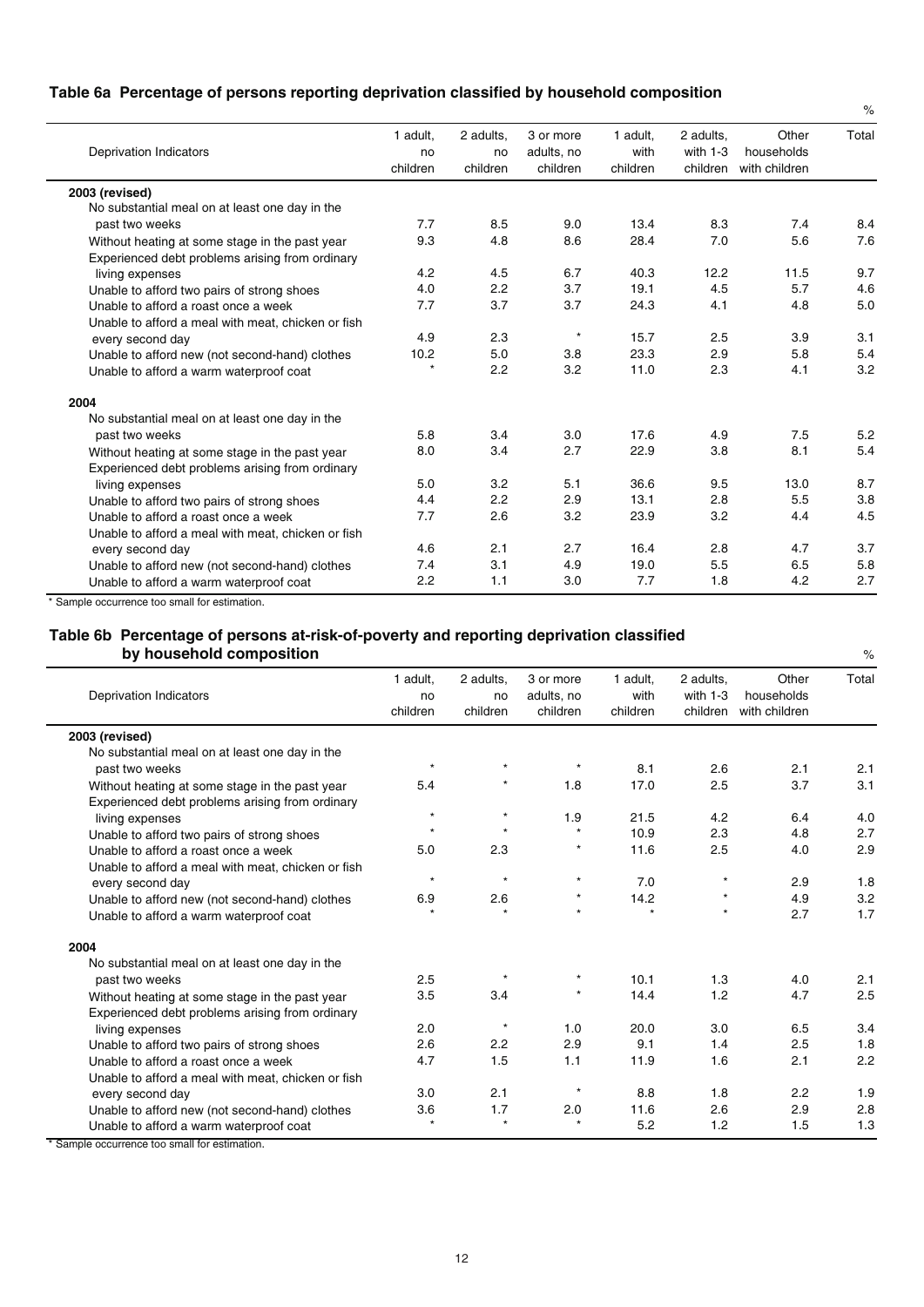## Table 6a Percentage of persons reporting deprivation classified by household composition

%

| Deprivation Indicators | 1 adult, no children | 2 adults, no children | 3 or more adults, no children | 1 adult, with children | 2 adults, with 1-3 children | Other households with children | Total |
|---|---|---|---|---|---|---|---|
| **2003 (revised)** | | | | | | | |
| No substantial meal on at least one day in the past two weeks | 7.7 | 8.5 | 9.0 | 13.4 | 8.3 | 7.4 | 8.4 |
| Without heating at some stage in the past year | 9.3 | 4.8 | 8.6 | 28.4 | 7.0 | 5.6 | 7.6 |
| Experienced debt problems arising from ordinary living expenses | 4.2 | 4.5 | 6.7 | 40.3 | 12.2 | 11.5 | 9.7 |
| Unable to afford two pairs of strong shoes | 4.0 | 2.2 | 3.7 | 19.1 | 4.5 | 5.7 | 4.6 |
| Unable to afford a roast once a week | 7.7 | 3.7 | 3.7 | 24.3 | 4.1 | 4.8 | 5.0 |
| Unable to afford a meal with meat, chicken or fish every second day | 4.9 | 2.3 | * | 15.7 | 2.5 | 3.9 | 3.1 |
| Unable to afford new (not second-hand) clothes | 10.2 | 5.0 | 3.8 | 23.3 | 2.9 | 5.8 | 5.4 |
| Unable to afford a warm waterproof coat | * | 2.2 | 3.2 | 11.0 | 2.3 | 4.1 | 3.2 |
| **2004** | | | | | | | |
| No substantial meal on at least one day in the past two weeks | 5.8 | 3.4 | 3.0 | 17.6 | 4.9 | 7.5 | 5.2 |
| Without heating at some stage in the past year | 8.0 | 3.4 | 2.7 | 22.9 | 3.8 | 8.1 | 5.4 |
| Experienced debt problems arising from ordinary living expenses | 5.0 | 3.2 | 5.1 | 36.6 | 9.5 | 13.0 | 8.7 |
| Unable to afford two pairs of strong shoes | 4.4 | 2.2 | 2.9 | 13.1 | 2.8 | 5.5 | 3.8 |
| Unable to afford a roast once a week | 7.7 | 2.6 | 3.2 | 23.9 | 3.2 | 4.4 | 4.5 |
| Unable to afford a meal with meat, chicken or fish every second day | 4.6 | 2.1 | 2.7 | 16.4 | 2.8 | 4.7 | 3.7 |
| Unable to afford new (not second-hand) clothes | 7.4 | 3.1 | 4.9 | 19.0 | 5.5 | 6.5 | 5.8 |
| Unable to afford a warm waterproof coat | 2.2 | 1.1 | 3.0 | 7.7 | 1.8 | 4.2 | 2.7 |

* Sample occurrence too small for estimation.

## Table 6b Percentage of persons at-risk-of-poverty and reporting deprivation classified by household composition

%

| Deprivation Indicators | 1 adult, no children | 2 adults, no children | 3 or more adults, no children | 1 adult, with children | 2 adults, with 1-3 children | Other households with children | Total |
|---|---|---|---|---|---|---|---|
| **2003 (revised)** | | | | | | | |
| No substantial meal on at least one day in the past two weeks | * | * | * | 8.1 | 2.6 | 2.1 | 2.1 |
| Without heating at some stage in the past year | 5.4 | * | 1.8 | 17.0 | 2.5 | 3.7 | 3.1 |
| Experienced debt problems arising from ordinary living expenses | * | * | 1.9 | 21.5 | 4.2 | 6.4 | 4.0 |
| Unable to afford two pairs of strong shoes | * | * | * | 10.9 | 2.3 | 4.8 | 2.7 |
| Unable to afford a roast once a week | 5.0 | 2.3 | * | 11.6 | 2.5 | 4.0 | 2.9 |
| Unable to afford a meal with meat, chicken or fish every second day | * | * | * | 7.0 | * | 2.9 | 1.8 |
| Unable to afford new (not second-hand) clothes | 6.9 | 2.6 | * | 14.2 | * | 4.9 | 3.2 |
| Unable to afford a warm waterproof coat | * | * | * | * | * | 2.7 | 1.7 |
| **2004** | | | | | | | |
| No substantial meal on at least one day in the past two weeks | 2.5 | * | * | 10.1 | 1.3 | 4.0 | 2.1 |
| Without heating at some stage in the past year | 3.5 | 3.4 | * | 14.4 | 1.2 | 4.7 | 2.5 |
| Experienced debt problems arising from ordinary living expenses | 2.0 | * | 1.0 | 20.0 | 3.0 | 6.5 | 3.4 |
| Unable to afford two pairs of strong shoes | 2.6 | 2.2 | 2.9 | 9.1 | 1.4 | 2.5 | 1.8 |
| Unable to afford a roast once a week | 4.7 | 1.5 | 1.1 | 11.9 | 1.6 | 2.1 | 2.2 |
| Unable to afford a meal with meat, chicken or fish every second day | 3.0 | 2.1 | * | 8.8 | 1.8 | 2.2 | 1.9 |
| Unable to afford new (not second-hand) clothes | 3.6 | 1.7 | 2.0 | 11.6 | 2.6 | 2.9 | 2.8 |
| Unable to afford a warm waterproof coat | * | * | * | 5.2 | 1.2 | 1.5 | 1.3 |

* Sample occurrence too small for estimation.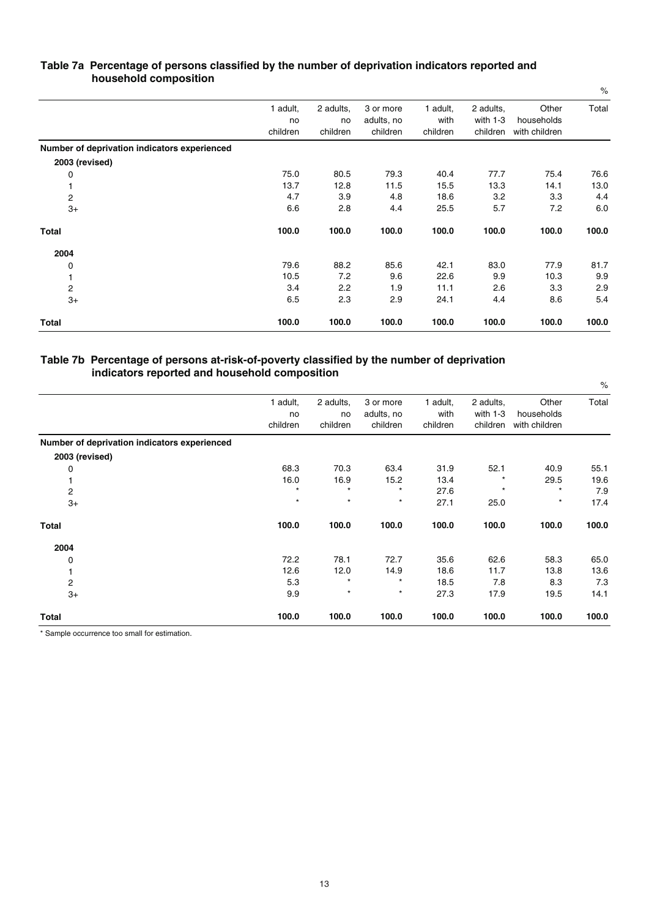### Table 7a Percentage of persons classified by the number of deprivation indicators reported and household composition

%

| | 1 adult, no children | 2 adults, no children | 3 or more adults, no children | 1 adult, with children | 2 adults, with 1-3 children | Other households with children | Total |
|---|---|---|---|---|---|---|---|
| **Number of deprivation indicators experienced** | | | | | | | |
| **2003 (revised)** | | | | | | | |
| 0 | 75.0 | 80.5 | 79.3 | 40.4 | 77.7 | 75.4 | 76.6 |
| 1 | 13.7 | 12.8 | 11.5 | 15.5 | 13.3 | 14.1 | 13.0 |
| 2 | 4.7 | 3.9 | 4.8 | 18.6 | 3.2 | 3.3 | 4.4 |
| 3+ | 6.6 | 2.8 | 4.4 | 25.5 | 5.7 | 7.2 | 6.0 |
| **Total** | **100.0** | **100.0** | **100.0** | **100.0** | **100.0** | **100.0** | **100.0** |
| **2004** | | | | | | | |
| 0 | 79.6 | 88.2 | 85.6 | 42.1 | 83.0 | 77.9 | 81.7 |
| 1 | 10.5 | 7.2 | 9.6 | 22.6 | 9.9 | 10.3 | 9.9 |
| 2 | 3.4 | 2.2 | 1.9 | 11.1 | 2.6 | 3.3 | 2.9 |
| 3+ | 6.5 | 2.3 | 2.9 | 24.1 | 4.4 | 8.6 | 5.4 |
| **Total** | **100.0** | **100.0** | **100.0** | **100.0** | **100.0** | **100.0** | **100.0** |

### Table 7b Percentage of persons at-risk-of-poverty classified by the number of deprivation indicators reported and household composition

%

| | 1 adult, no children | 2 adults, no children | 3 or more adults, no children | 1 adult, with children | 2 adults, with 1-3 children | Other households with children | Total |
|---|---|---|---|---|---|---|---|
| **Number of deprivation indicators experienced** | | | | | | | |
| **2003 (revised)** | | | | | | | |
| 0 | 68.3 | 70.3 | 63.4 | 31.9 | 52.1 | 40.9 | 55.1 |
| 1 | 16.0 | 16.9 | 15.2 | 13.4 | * | 29.5 | 19.6 |
| 2 | * | * | * | 27.6 | * | * | 7.9 |
| 3+ | * | * | * | 27.1 | 25.0 | * | 17.4 |
| **Total** | **100.0** | **100.0** | **100.0** | **100.0** | **100.0** | **100.0** | **100.0** |
| **2004** | | | | | | | |
| 0 | 72.2 | 78.1 | 72.7 | 35.6 | 62.6 | 58.3 | 65.0 |
| 1 | 12.6 | 12.0 | 14.9 | 18.6 | 11.7 | 13.8 | 13.6 |
| 2 | 5.3 | * | * | 18.5 | 7.8 | 8.3 | 7.3 |
| 3+ | 9.9 | * | * | 27.3 | 17.9 | 19.5 | 14.1 |
| **Total** | **100.0** | **100.0** | **100.0** | **100.0** | **100.0** | **100.0** | **100.0** |

* Sample occurrence too small for estimation.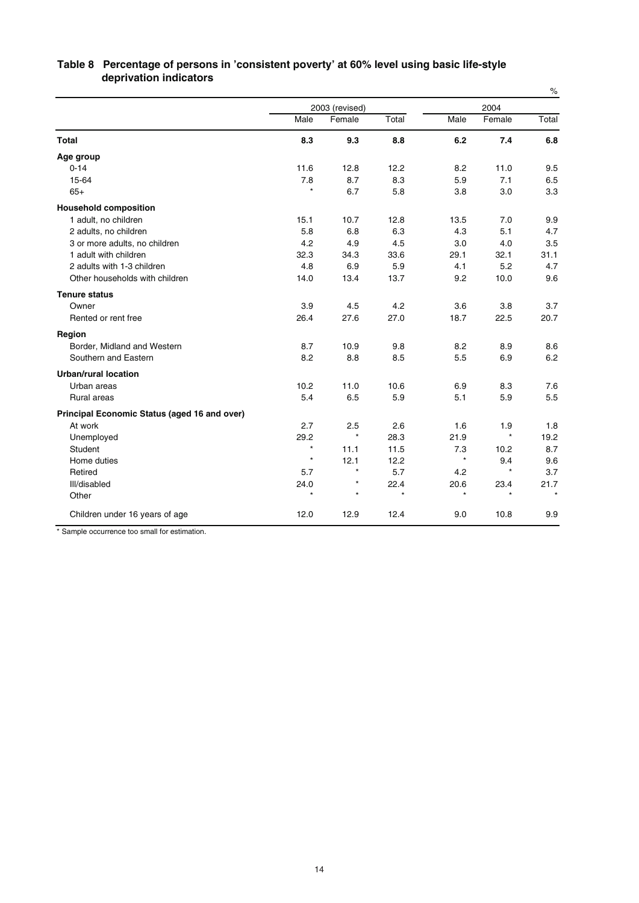## Table 8 Percentage of persons in 'consistent poverty' at 60% level using basic life-style deprivation indicators

%

| | 2003 (revised) | | | 2004 | | |
|---|---|---|---|---|---|---|
| | Male | Female | Total | Male | Female | Total |
| **Total** | **8.3** | **9.3** | **8.8** | **6.2** | **7.4** | **6.8** |
| **Age group** | | | | | | |
| 0-14 | 11.6 | 12.8 | 12.2 | 8.2 | 11.0 | 9.5 |
| 15-64 | 7.8 | 8.7 | 8.3 | 5.9 | 7.1 | 6.5 |
| 65+ | * | 6.7 | 5.8 | 3.8 | 3.0 | 3.3 |
| **Household composition** | | | | | | |
| 1 adult, no children | 15.1 | 10.7 | 12.8 | 13.5 | 7.0 | 9.9 |
| 2 adults, no children | 5.8 | 6.8 | 6.3 | 4.3 | 5.1 | 4.7 |
| 3 or more adults, no children | 4.2 | 4.9 | 4.5 | 3.0 | 4.0 | 3.5 |
| 1 adult with children | 32.3 | 34.3 | 33.6 | 29.1 | 32.1 | 31.1 |
| 2 adults with 1-3 children | 4.8 | 6.9 | 5.9 | 4.1 | 5.2 | 4.7 |
| Other households with children | 14.0 | 13.4 | 13.7 | 9.2 | 10.0 | 9.6 |
| **Tenure status** | | | | | | |
| Owner | 3.9 | 4.5 | 4.2 | 3.6 | 3.8 | 3.7 |
| Rented or rent free | 26.4 | 27.6 | 27.0 | 18.7 | 22.5 | 20.7 |
| **Region** | | | | | | |
| Border, Midland and Western | 8.7 | 10.9 | 9.8 | 8.2 | 8.9 | 8.6 |
| Southern and Eastern | 8.2 | 8.8 | 8.5 | 5.5 | 6.9 | 6.2 |
| **Urban/rural location** | | | | | | |
| Urban areas | 10.2 | 11.0 | 10.6 | 6.9 | 8.3 | 7.6 |
| Rural areas | 5.4 | 6.5 | 5.9 | 5.1 | 5.9 | 5.5 |
| **Principal Economic Status (aged 16 and over)** | | | | | | |
| At work | 2.7 | 2.5 | 2.6 | 1.6 | 1.9 | 1.8 |
| Unemployed | 29.2 | * | 28.3 | 21.9 | * | 19.2 |
| Student | * | 11.1 | 11.5 | 7.3 | 10.2 | 8.7 |
| Home duties | * | 12.1 | 12.2 | * | 9.4 | 9.6 |
| Retired | 5.7 | * | 5.7 | 4.2 | * | 3.7 |
| Ill/disabled | 24.0 | * | 22.4 | 20.6 | 23.4 | 21.7 |
| Other | * | * | * | * | * | * |
| Children under 16 years of age | 12.0 | 12.9 | 12.4 | 9.0 | 10.8 | 9.9 |

* Sample occurrence too small for estimation.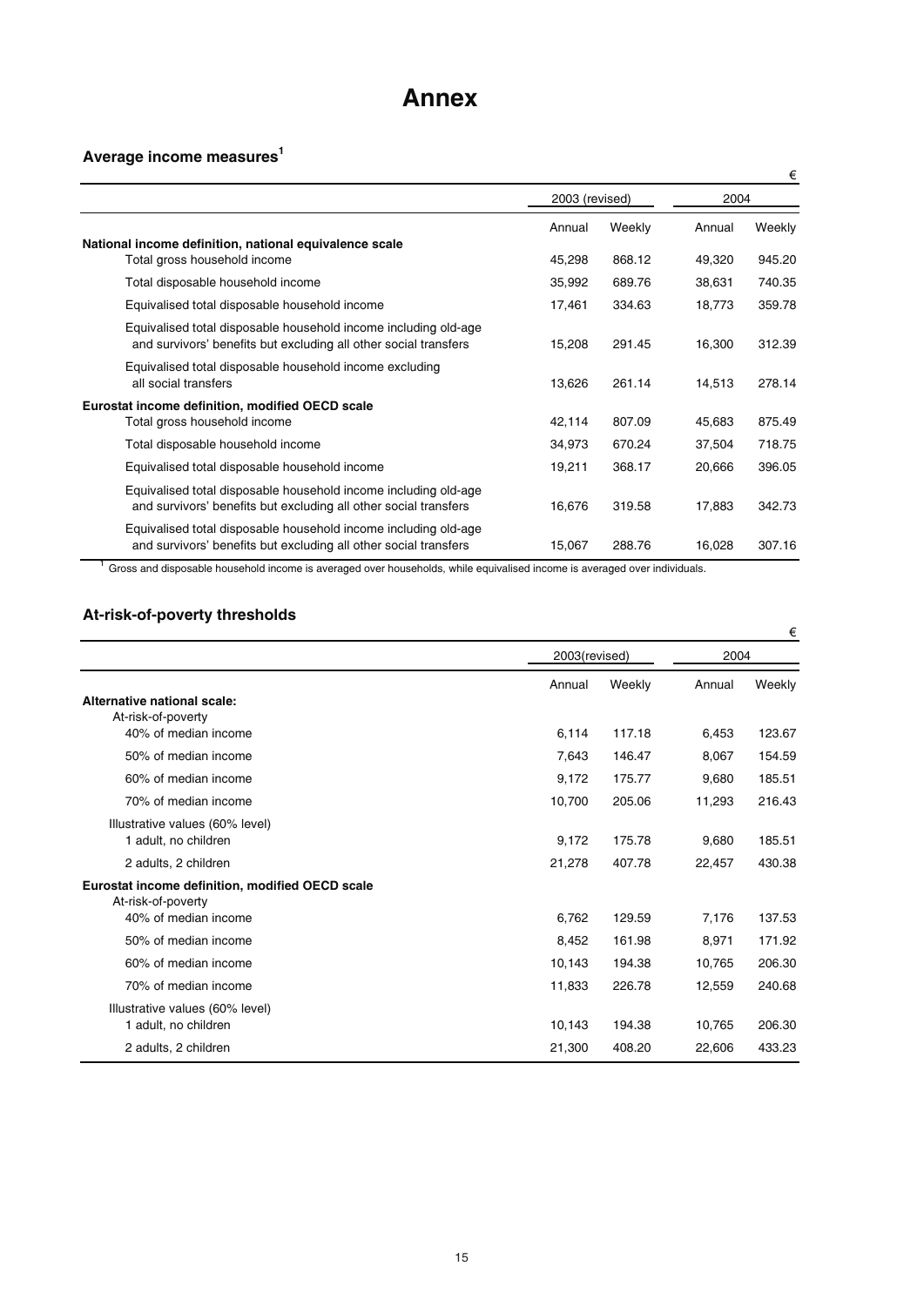# Annex

## Average income measures[1]

€

| | 2003 (revised) | | 2004 | |
|---|---|---|---|---|
| | Annual | Weekly | Annual | Weekly |
| **National income definition, national equivalence scale** | | | | |
| Total gross household income | 45,298 | 868.12 | 49,320 | 945.20 |
| Total disposable household income | 35,992 | 689.76 | 38,631 | 740.35 |
| Equivalised total disposable household income | 17,461 | 334.63 | 18,773 | 359.78 |
| Equivalised total disposable household income including old-age and survivors' benefits but excluding all other social transfers | 15,208 | 291.45 | 16,300 | 312.39 |
| Equivalised total disposable household income excluding all social transfers | 13,626 | 261.14 | 14,513 | 278.14 |
| **Eurostat income definition, modified OECD scale** | | | | |
| Total gross household income | 42,114 | 807.09 | 45,683 | 875.49 |
| Total disposable household income | 34,973 | 670.24 | 37,504 | 718.75 |
| Equivalised total disposable household income | 19,211 | 368.17 | 20,666 | 396.05 |
| Equivalised total disposable household income including old-age and survivors' benefits but excluding all other social transfers | 16,676 | 319.58 | 17,883 | 342.73 |
| Equivalised total disposable household income including old-age and survivors' benefits but excluding all other social transfers | 15,067 | 288.76 | 16,028 | 307.16 |

[1] Gross and disposable household income is averaged over households, while equivalised income is averaged over individuals.

## At-risk-of-poverty thresholds

€

| | 2003(revised) | | 2004 | |
|---|---|---|---|---|
| | Annual | Weekly | Annual | Weekly |
| **Alternative national scale:** | | | | |
| At-risk-of-poverty | | | | |
| 40% of median income | 6,114 | 117.18 | 6,453 | 123.67 |
| 50% of median income | 7,643 | 146.47 | 8,067 | 154.59 |
| 60% of median income | 9,172 | 175.77 | 9,680 | 185.51 |
| 70% of median income | 10,700 | 205.06 | 11,293 | 216.43 |
| Illustrative values (60% level) | | | | |
| 1 adult, no children | 9,172 | 175.78 | 9,680 | 185.51 |
| 2 adults, 2 children | 21,278 | 407.78 | 22,457 | 430.38 |
| **Eurostat income definition, modified OECD scale** | | | | |
| At-risk-of-poverty | | | | |
| 40% of median income | 6,762 | 129.59 | 7,176 | 137.53 |
| 50% of median income | 8,452 | 161.98 | 8,971 | 171.92 |
| 60% of median income | 10,143 | 194.38 | 10,765 | 206.30 |
| 70% of median income | 11,833 | 226.78 | 12,559 | 240.68 |
| Illustrative values (60% level) | | | | |
| 1 adult, no children | 10,143 | 194.38 | 10,765 | 206.30 |
| 2 adults, 2 children | 21,300 | 408.20 | 22,606 | 433.23 |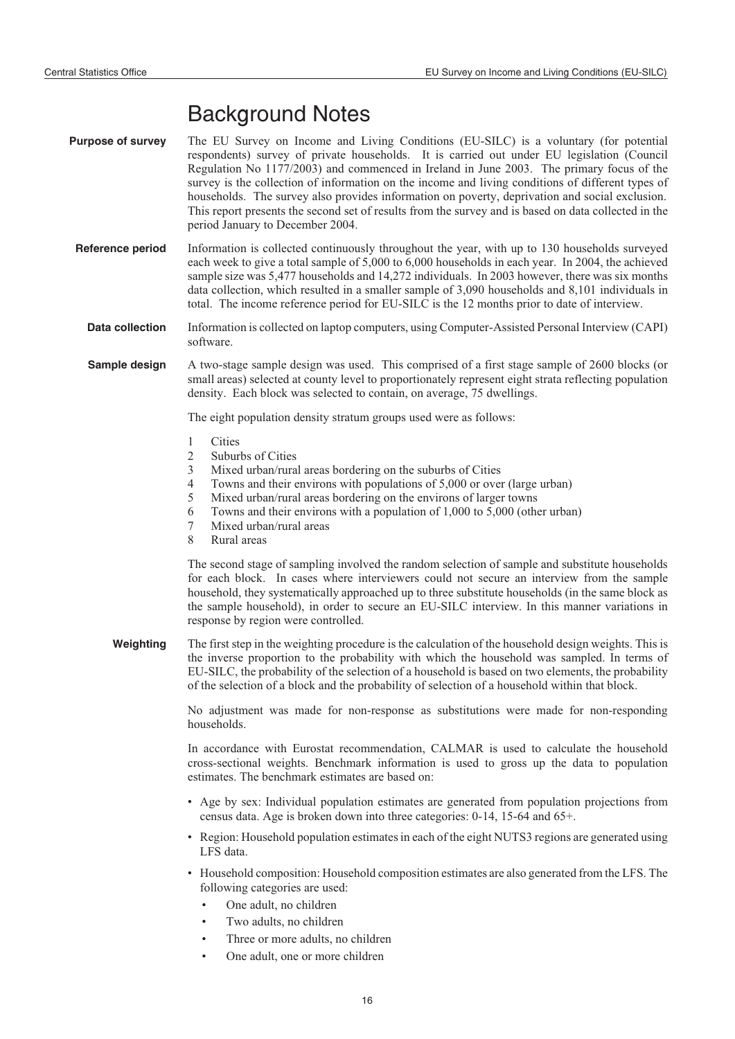# Background Notes

**Purpose of survey**

The EU Survey on Income and Living Conditions (EU-SILC) is a voluntary (for potential respondents) survey of private households. It is carried out under EU legislation (Council Regulation No 1177/2003) and commenced in Ireland in June 2003. The primary focus of the survey is the collection of information on the income and living conditions of different types of households. The survey also provides information on poverty, deprivation and social exclusion. This report presents the second set of results from the survey and is based on data collected in the period January to December 2004.

**Reference period**

Information is collected continuously throughout the year, with up to 130 households surveyed each week to give a total sample of 5,000 to 6,000 households in each year. In 2004, the achieved sample size was 5,477 households and 14,272 individuals. In 2003 however, there was six months data collection, which resulted in a smaller sample of 3,090 households and 8,101 individuals in total. The income reference period for EU-SILC is the 12 months prior to date of interview.

**Data collection**

Information is collected on laptop computers, using Computer-Assisted Personal Interview (CAPI) software.

**Sample design**

A two-stage sample design was used. This comprised of a first stage sample of 2600 blocks (or small areas) selected at county level to proportionately represent eight strata reflecting population density. Each block was selected to contain, on average, 75 dwellings.

The eight population density stratum groups used were as follows:

1. Cities
2. Suburbs of Cities
3. Mixed urban/rural areas bordering on the suburbs of Cities
4. Towns and their environs with populations of 5,000 or over (large urban)
5. Mixed urban/rural areas bordering on the environs of larger towns
6. Towns and their environs with a population of 1,000 to 5,000 (other urban)
7. Mixed urban/rural areas
8. Rural areas

The second stage of sampling involved the random selection of sample and substitute households for each block. In cases where interviewers could not secure an interview from the sample household, they systematically approached up to three substitute households (in the same block as the sample household), in order to secure an EU-SILC interview. In this manner variations in response by region were controlled.

**Weighting**

The first step in the weighting procedure is the calculation of the household design weights. This is the inverse proportion to the probability with which the household was sampled. In terms of EU-SILC, the probability of the selection of a household is based on two elements, the probability of the selection of a block and the probability of selection of a household within that block.

No adjustment was made for non-response as substitutions were made for non-responding households.

In accordance with Eurostat recommendation, CALMAR is used to calculate the household cross-sectional weights. Benchmark information is used to gross up the data to population estimates. The benchmark estimates are based on:

- Age by sex: Individual population estimates are generated from population projections from census data. Age is broken down into three categories: 0-14, 15-64 and 65+.
- Region: Household population estimates in each of the eight NUTS3 regions are generated using LFS data.
- Household composition: Household composition estimates are also generated from the LFS. The following categories are used:
  - One adult, no children
  - Two adults, no children
  - Three or more adults, no children
  - One adult, one or more children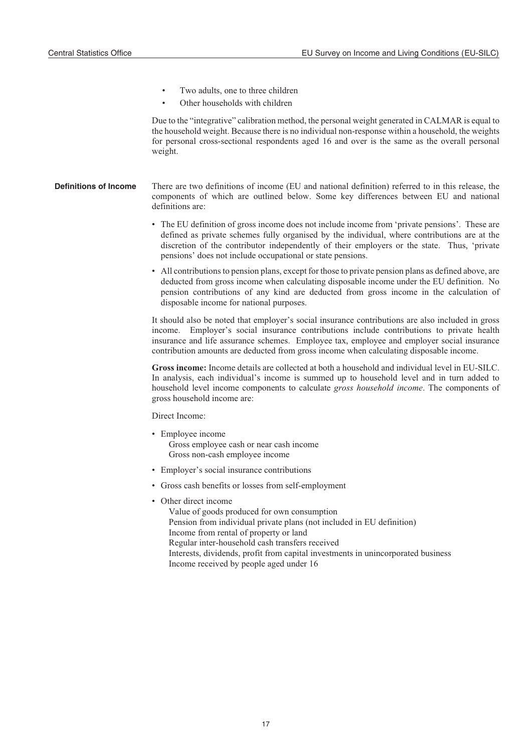- Two adults, one to three children
- Other households with children

Due to the "integrative" calibration method, the personal weight generated in CALMAR is equal to the household weight. Because there is no individual non-response within a household, the weights for personal cross-sectional respondents aged 16 and over is the same as the overall personal weight.

## Definitions of Income

There are two definitions of income (EU and national definition) referred to in this release, the components of which are outlined below. Some key differences between EU and national definitions are:

- The EU definition of gross income does not include income from 'private pensions'. These are defined as private schemes fully organised by the individual, where contributions are at the discretion of the contributor independently of their employers or the state. Thus, 'private pensions' does not include occupational or state pensions.
- All contributions to pension plans, except for those to private pension plans as defined above, are deducted from gross income when calculating disposable income under the EU definition. No pension contributions of any kind are deducted from gross income in the calculation of disposable income for national purposes.

It should also be noted that employer's social insurance contributions are also included in gross income. Employer's social insurance contributions include contributions to private health insurance and life assurance schemes. Employee tax, employee and employer social insurance contribution amounts are deducted from gross income when calculating disposable income.

**Gross income:** Income details are collected at both a household and individual level in EU-SILC. In analysis, each individual's income is summed up to household level and in turn added to household level income components to calculate *gross household income*. The components of gross household income are:

Direct Income:

- Employee income
  - Gross employee cash or near cash income
  - Gross non-cash employee income
- Employer's social insurance contributions
- Gross cash benefits or losses from self-employment
- Other direct income
  - Value of goods produced for own consumption
  - Pension from individual private plans (not included in EU definition)
  - Income from rental of property or land
  - Regular inter-household cash transfers received
  - Interests, dividends, profit from capital investments in unincorporated business
  - Income received by people aged under 16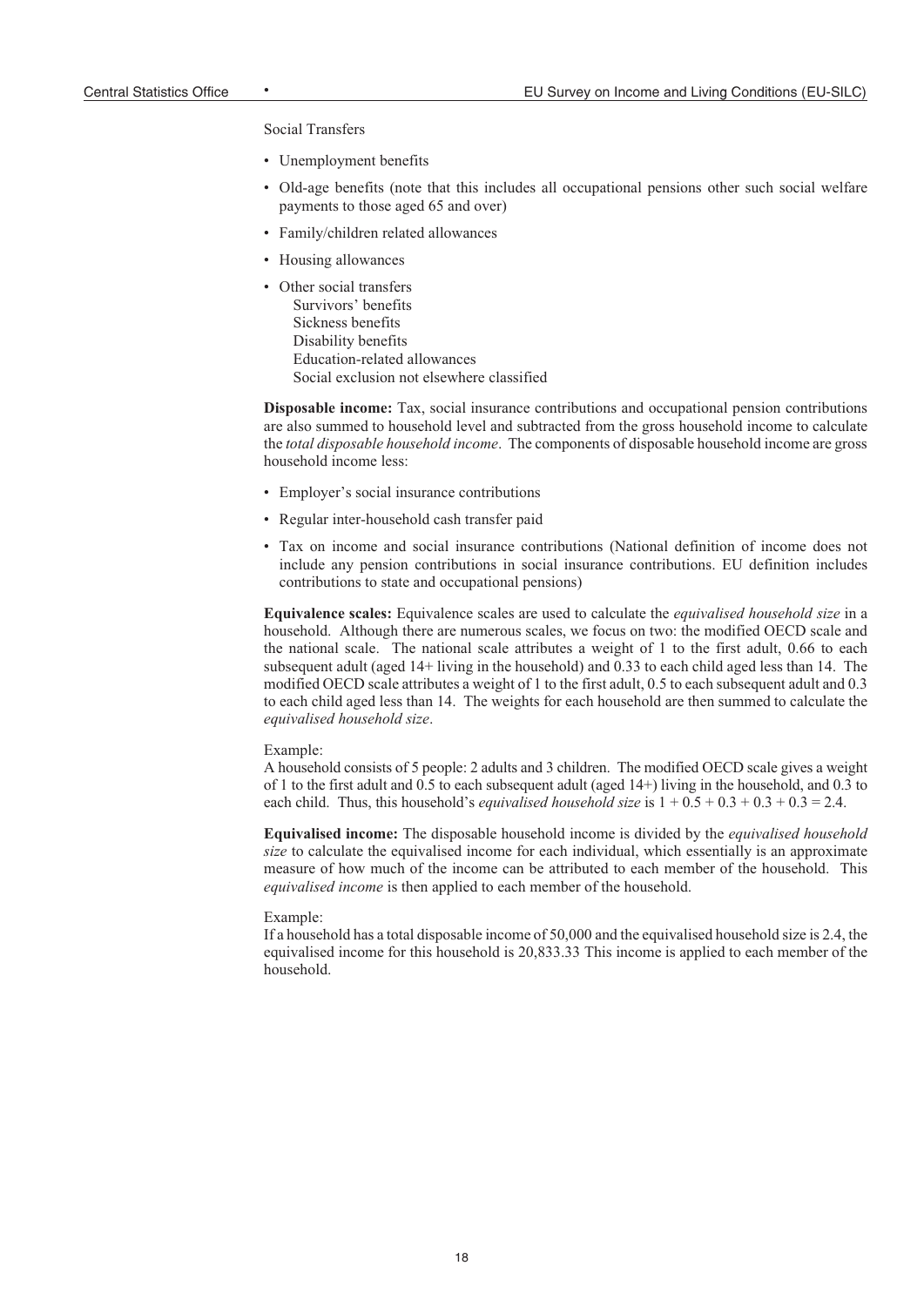Social Transfers

- Unemployment benefits
- Old-age benefits (note that this includes all occupational pensions other such social welfare payments to those aged 65 and over)
- Family/children related allowances
- Housing allowances
- Other social transfers
  Survivors' benefits
  Sickness benefits
  Disability benefits
  Education-related allowances
  Social exclusion not elsewhere classified

**Disposable income:** Tax, social insurance contributions and occupational pension contributions are also summed to household level and subtracted from the gross household income to calculate the *total disposable household income*. The components of disposable household income are gross household income less:

- Employer's social insurance contributions
- Regular inter-household cash transfer paid
- Tax on income and social insurance contributions (National definition of income does not include any pension contributions in social insurance contributions. EU definition includes contributions to state and occupational pensions)

**Equivalence scales:** Equivalence scales are used to calculate the *equivalised household size* in a household. Although there are numerous scales, we focus on two: the modified OECD scale and the national scale. The national scale attributes a weight of 1 to the first adult, 0.66 to each subsequent adult (aged 14+ living in the household) and 0.33 to each child aged less than 14. The modified OECD scale attributes a weight of 1 to the first adult, 0.5 to each subsequent adult and 0.3 to each child aged less than 14. The weights for each household are then summed to calculate the *equivalised household size*.

Example:
A household consists of 5 people: 2 adults and 3 children. The modified OECD scale gives a weight of 1 to the first adult and 0.5 to each subsequent adult (aged 14+) living in the household, and 0.3 to each child. Thus, this household's *equivalised household size* is 1 + 0.5 + 0.3 + 0.3 + 0.3 = 2.4.

**Equivalised income:** The disposable household income is divided by the *equivalised household size* to calculate the equivalised income for each individual, which essentially is an approximate measure of how much of the income can be attributed to each member of the household. This *equivalised income* is then applied to each member of the household.

Example:
If a household has a total disposable income of 50,000 and the equivalised household size is 2.4, the equivalised income for this household is 20,833.33 This income is applied to each member of the household.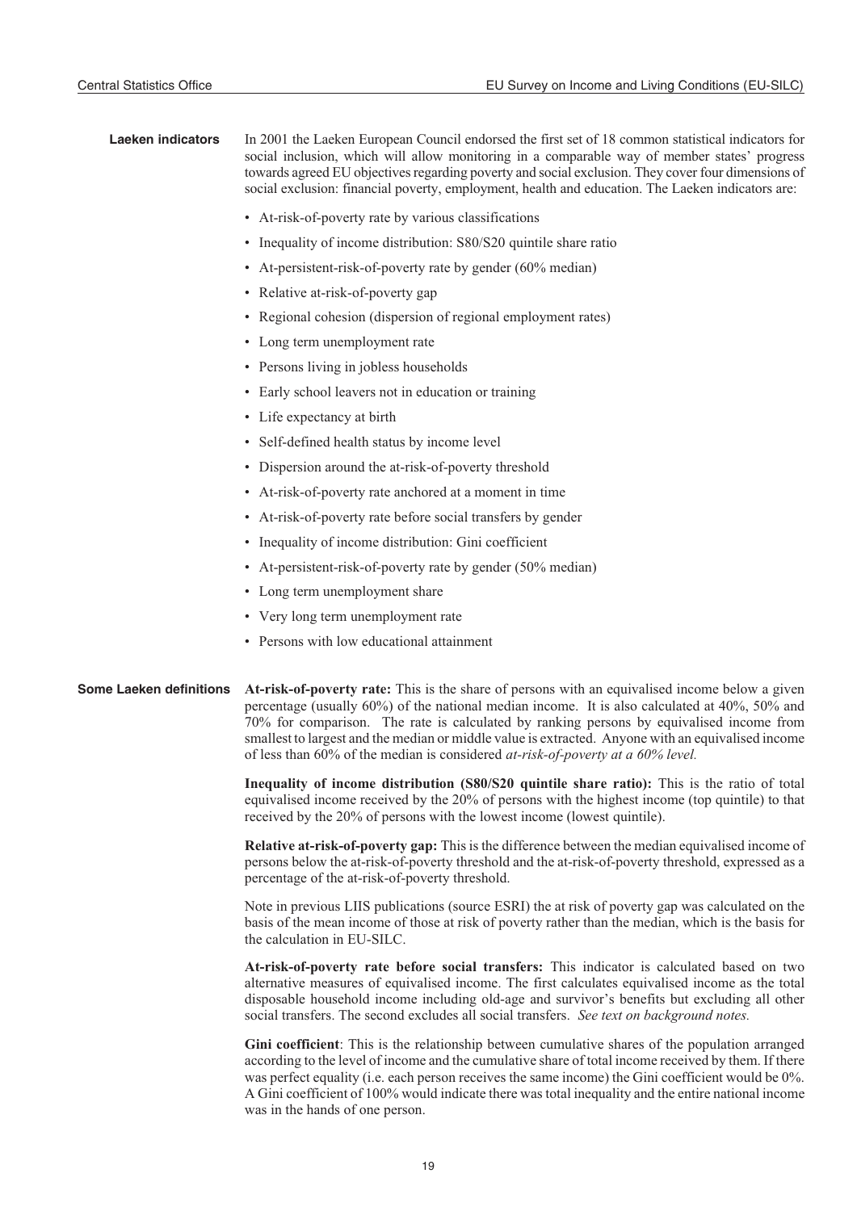## Laeken indicators

In 2001 the Laeken European Council endorsed the first set of 18 common statistical indicators for social inclusion, which will allow monitoring in a comparable way of member states' progress towards agreed EU objectives regarding poverty and social exclusion. They cover four dimensions of social exclusion: financial poverty, employment, health and education. The Laeken indicators are:

- At-risk-of-poverty rate by various classifications
- Inequality of income distribution: S80/S20 quintile share ratio
- At-persistent-risk-of-poverty rate by gender (60% median)
- Relative at-risk-of-poverty gap
- Regional cohesion (dispersion of regional employment rates)
- Long term unemployment rate
- Persons living in jobless households
- Early school leavers not in education or training
- Life expectancy at birth
- Self-defined health status by income level
- Dispersion around the at-risk-of-poverty threshold
- At-risk-of-poverty rate anchored at a moment in time
- At-risk-of-poverty rate before social transfers by gender
- Inequality of income distribution: Gini coefficient
- At-persistent-risk-of-poverty rate by gender (50% median)
- Long term unemployment share
- Very long term unemployment rate
- Persons with low educational attainment

## Some Laeken definitions

**At-risk-of-poverty rate:** This is the share of persons with an equivalised income below a given percentage (usually 60%) of the national median income. It is also calculated at 40%, 50% and 70% for comparison. The rate is calculated by ranking persons by equivalised income from smallest to largest and the median or middle value is extracted. Anyone with an equivalised income of less than 60% of the median is considered *at-risk-of-poverty at a 60% level.*

**Inequality of income distribution (S80/S20 quintile share ratio):** This is the ratio of total equivalised income received by the 20% of persons with the highest income (top quintile) to that received by the 20% of persons with the lowest income (lowest quintile).

**Relative at-risk-of-poverty gap:** This is the difference between the median equivalised income of persons below the at-risk-of-poverty threshold and the at-risk-of-poverty threshold, expressed as a percentage of the at-risk-of-poverty threshold.

Note in previous LIIS publications (source ESRI) the at risk of poverty gap was calculated on the basis of the mean income of those at risk of poverty rather than the median, which is the basis for the calculation in EU-SILC.

**At-risk-of-poverty rate before social transfers:** This indicator is calculated based on two alternative measures of equivalised income. The first calculates equivalised income as the total disposable household income including old-age and survivor's benefits but excluding all other social transfers. The second excludes all social transfers. *See text on background notes.*

**Gini coefficient**: This is the relationship between cumulative shares of the population arranged according to the level of income and the cumulative share of total income received by them. If there was perfect equality (i.e. each person receives the same income) the Gini coefficient would be 0%. A Gini coefficient of 100% would indicate there was total inequality and the entire national income was in the hands of one person.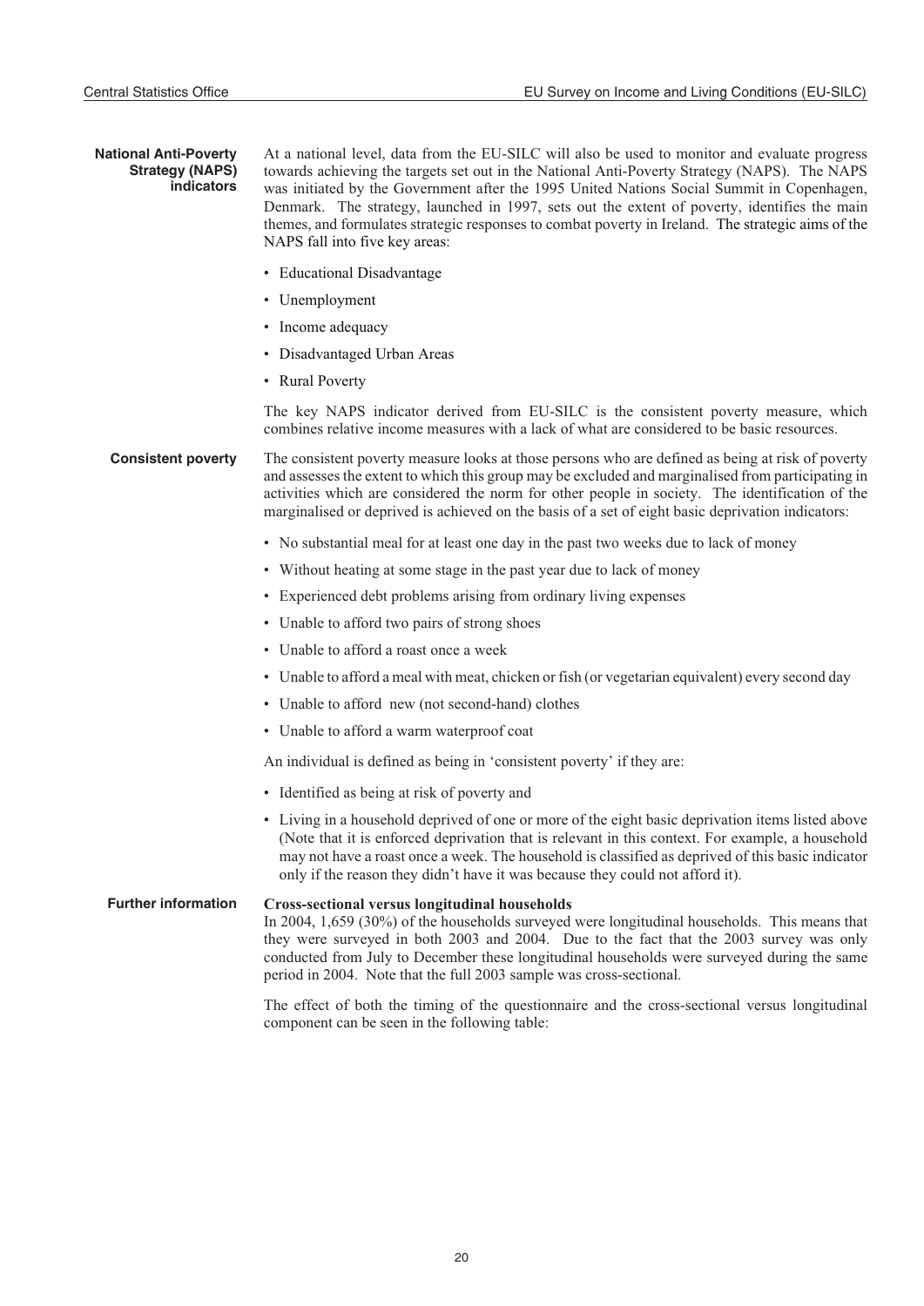## National Anti-Poverty Strategy (NAPS) indicators

At a national level, data from the EU-SILC will also be used to monitor and evaluate progress towards achieving the targets set out in the National Anti-Poverty Strategy (NAPS). The NAPS was initiated by the Government after the 1995 United Nations Social Summit in Copenhagen, Denmark. The strategy, launched in 1997, sets out the extent of poverty, identifies the main themes, and formulates strategic responses to combat poverty in Ireland. The strategic aims of the NAPS fall into five key areas:

- Educational Disadvantage
- Unemployment
- Income adequacy
- Disadvantaged Urban Areas
- Rural Poverty

The key NAPS indicator derived from EU-SILC is the consistent poverty measure, which combines relative income measures with a lack of what are considered to be basic resources.

## Consistent poverty

The consistent poverty measure looks at those persons who are defined as being at risk of poverty and assesses the extent to which this group may be excluded and marginalised from participating in activities which are considered the norm for other people in society. The identification of the marginalised or deprived is achieved on the basis of a set of eight basic deprivation indicators:

- No substantial meal for at least one day in the past two weeks due to lack of money
- Without heating at some stage in the past year due to lack of money
- Experienced debt problems arising from ordinary living expenses
- Unable to afford two pairs of strong shoes
- Unable to afford a roast once a week
- Unable to afford a meal with meat, chicken or fish (or vegetarian equivalent) every second day
- Unable to afford new (not second-hand) clothes
- Unable to afford a warm waterproof coat

An individual is defined as being in 'consistent poverty' if they are:

- Identified as being at risk of poverty and
- Living in a household deprived of one or more of the eight basic deprivation items listed above (Note that it is enforced deprivation that is relevant in this context. For example, a household may not have a roast once a week. The household is classified as deprived of this basic indicator only if the reason they didn't have it was because they could not afford it).

## Further information

**Cross-sectional versus longitudinal households**

In 2004, 1,659 (30%) of the households surveyed were longitudinal households. This means that they were surveyed in both 2003 and 2004. Due to the fact that the 2003 survey was only conducted from July to December these longitudinal households were surveyed during the same period in 2004. Note that the full 2003 sample was cross-sectional.

The effect of both the timing of the questionnaire and the cross-sectional versus longitudinal component can be seen in the following table: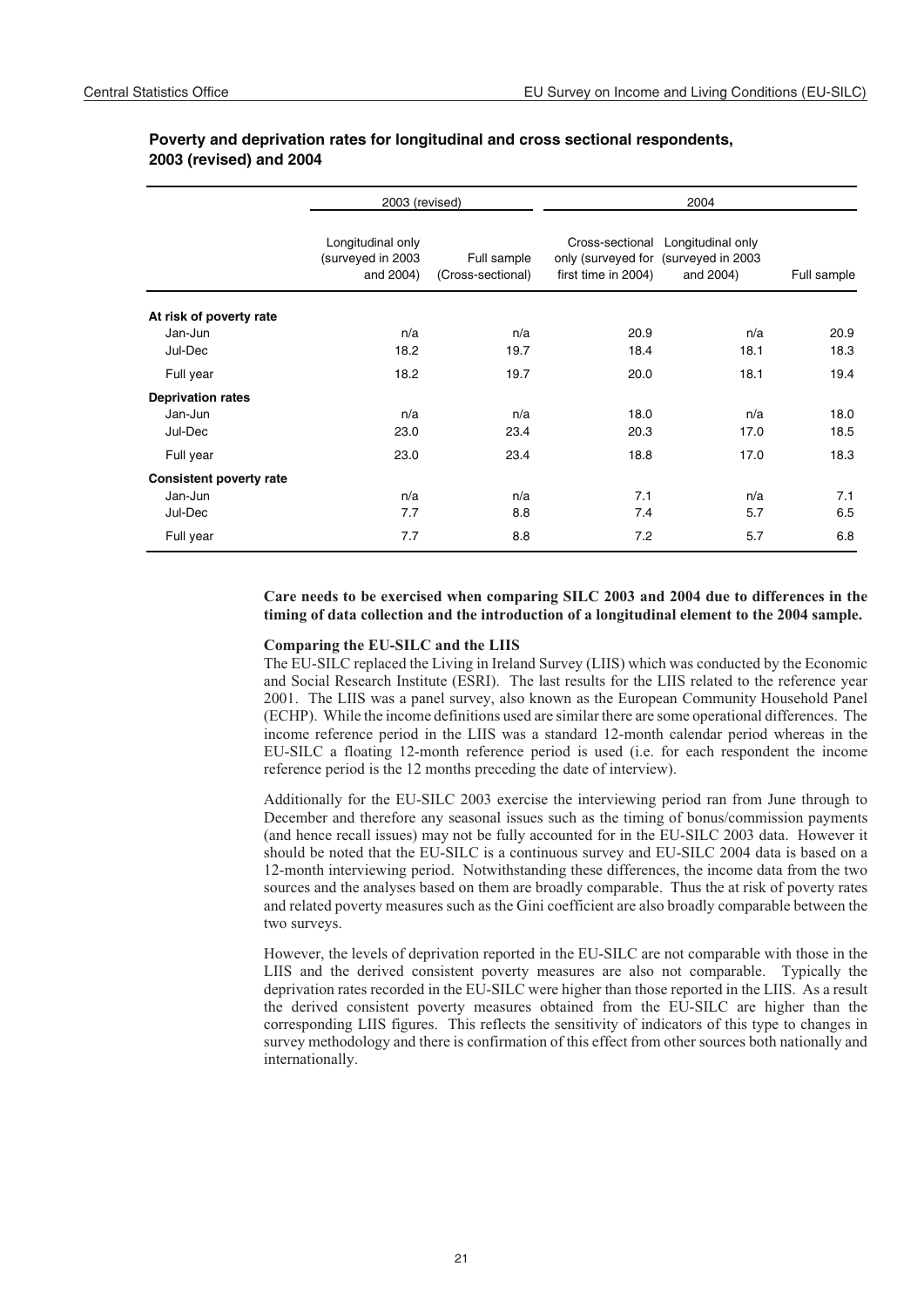**Poverty and deprivation rates for longitudinal and cross sectional respondents, 2003 (revised) and 2004**

| | 2003 (revised) | | 2004 | | |
|---|---|---|---|---|---|
| | Longitudinal only (surveyed in 2003 and 2004) | Full sample (Cross-sectional) | Cross-sectional only (surveyed for first time in 2004) | Longitudinal only (surveyed in 2003 and 2004) | Full sample |
| **At risk of poverty rate** | | | | | |
| Jan-Jun | n/a | n/a | 20.9 | n/a | 20.9 |
| Jul-Dec | 18.2 | 19.7 | 18.4 | 18.1 | 18.3 |
| Full year | 18.2 | 19.7 | 20.0 | 18.1 | 19.4 |
| **Deprivation rates** | | | | | |
| Jan-Jun | n/a | n/a | 18.0 | n/a | 18.0 |
| Jul-Dec | 23.0 | 23.4 | 20.3 | 17.0 | 18.5 |
| Full year | 23.0 | 23.4 | 18.8 | 17.0 | 18.3 |
| **Consistent poverty rate** | | | | | |
| Jan-Jun | n/a | n/a | 7.1 | n/a | 7.1 |
| Jul-Dec | 7.7 | 8.8 | 7.4 | 5.7 | 6.5 |
| Full year | 7.7 | 8.8 | 7.2 | 5.7 | 6.8 |

**Care needs to be exercised when comparing SILC 2003 and 2004 due to differences in the timing of data collection and the introduction of a longitudinal element to the 2004 sample.**

**Comparing the EU-SILC and the LIIS**

The EU-SILC replaced the Living in Ireland Survey (LIIS) which was conducted by the Economic and Social Research Institute (ESRI). The last results for the LIIS related to the reference year 2001. The LIIS was a panel survey, also known as the European Community Household Panel (ECHP). While the income definitions used are similar there are some operational differences. The income reference period in the LIIS was a standard 12-month calendar period whereas in the EU-SILC a floating 12-month reference period is used (i.e. for each respondent the income reference period is the 12 months preceding the date of interview).

Additionally for the EU-SILC 2003 exercise the interviewing period ran from June through to December and therefore any seasonal issues such as the timing of bonus/commission payments (and hence recall issues) may not be fully accounted for in the EU-SILC 2003 data. However it should be noted that the EU-SILC is a continuous survey and EU-SILC 2004 data is based on a 12-month interviewing period. Notwithstanding these differences, the income data from the two sources and the analyses based on them are broadly comparable. Thus the at risk of poverty rates and related poverty measures such as the Gini coefficient are also broadly comparable between the two surveys.

However, the levels of deprivation reported in the EU-SILC are not comparable with those in the LIIS and the derived consistent poverty measures are also not comparable. Typically the deprivation rates recorded in the EU-SILC were higher than those reported in the LIIS. As a result the derived consistent poverty measures obtained from the EU-SILC are higher than the corresponding LIIS figures. This reflects the sensitivity of indicators of this type to changes in survey methodology and there is confirmation of this effect from other sources both nationally and internationally.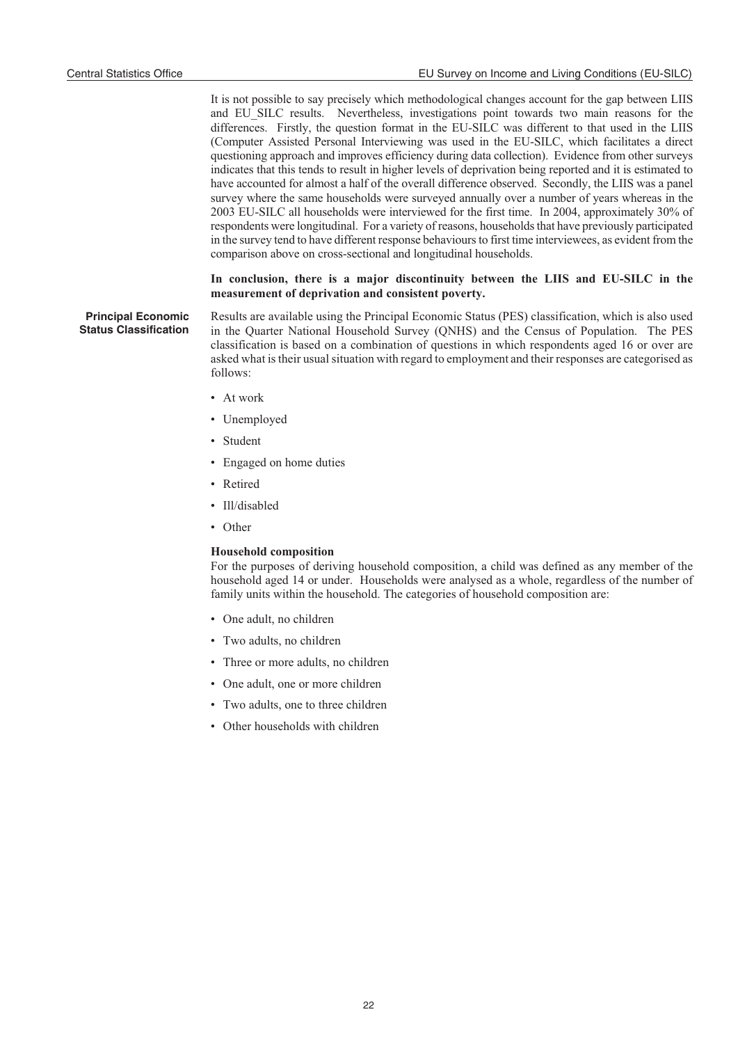It is not possible to say precisely which methodological changes account for the gap between LIIS and EU_SILC results. Nevertheless, investigations point towards two main reasons for the differences. Firstly, the question format in the EU-SILC was different to that used in the LIIS (Computer Assisted Personal Interviewing was used in the EU-SILC, which facilitates a direct questioning approach and improves efficiency during data collection). Evidence from other surveys indicates that this tends to result in higher levels of deprivation being reported and it is estimated to have accounted for almost a half of the overall difference observed. Secondly, the LIIS was a panel survey where the same households were surveyed annually over a number of years whereas in the 2003 EU-SILC all households were interviewed for the first time. In 2004, approximately 30% of respondents were longitudinal. For a variety of reasons, households that have previously participated in the survey tend to have different response behaviours to first time interviewees, as evident from the comparison above on cross-sectional and longitudinal households.

**In conclusion, there is a major discontinuity between the LIIS and EU-SILC in the measurement of deprivation and consistent poverty.**

**Principal Economic Status Classification**

Results are available using the Principal Economic Status (PES) classification, which is also used in the Quarter National Household Survey (QNHS) and the Census of Population. The PES classification is based on a combination of questions in which respondents aged 16 or over are asked what is their usual situation with regard to employment and their responses are categorised as follows:

- At work
- Unemployed
- Student
- Engaged on home duties
- Retired
- Ill/disabled
- Other

**Household composition**

For the purposes of deriving household composition, a child was defined as any member of the household aged 14 or under. Households were analysed as a whole, regardless of the number of family units within the household. The categories of household composition are:

- One adult, no children
- Two adults, no children
- Three or more adults, no children
- One adult, one or more children
- Two adults, one to three children
- Other households with children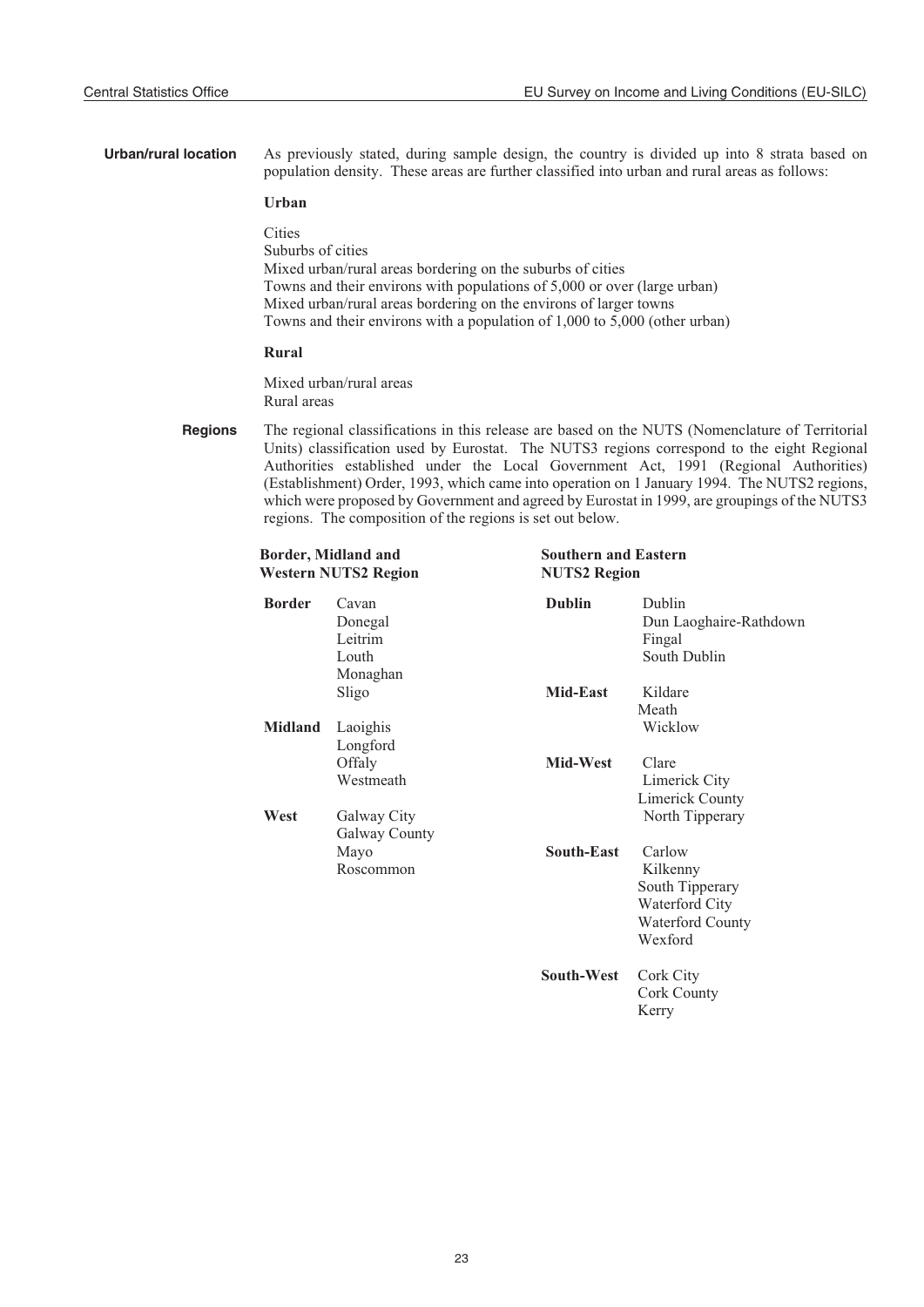**Urban/rural location** As previously stated, during sample design, the country is divided up into 8 strata based on population density. These areas are further classified into urban and rural areas as follows:

**Urban**

Cities
Suburbs of cities
Mixed urban/rural areas bordering on the suburbs of cities
Towns and their environs with populations of 5,000 or over (large urban)
Mixed urban/rural areas bordering on the environs of larger towns
Towns and their environs with a population of 1,000 to 5,000 (other urban)

**Rural**

Mixed urban/rural areas
Rural areas

**Regions** The regional classifications in this release are based on the NUTS (Nomenclature of Territorial Units) classification used by Eurostat. The NUTS3 regions correspond to the eight Regional Authorities established under the Local Government Act, 1991 (Regional Authorities) (Establishment) Order, 1993, which came into operation on 1 January 1994. The NUTS2 regions, which were proposed by Government and agreed by Eurostat in 1999, are groupings of the NUTS3 regions. The composition of the regions is set out below.

**Border, Midland and Western NUTS2 Region**

| | |
|---|---|
| **Border** | Cavan<br>Donegal<br>Leitrim<br>Louth<br>Monaghan<br>Sligo |
| **Midland** | Laoighis<br>Longford<br>Offaly<br>Westmeath |
| **West** | Galway City<br>Galway County<br>Mayo<br>Roscommon |

**Southern and Eastern NUTS2 Region**

| | |
|---|---|
| **Dublin** | Dublin<br>Dun Laoghaire-Rathdown<br>Fingal<br>South Dublin |
| **Mid-East** | Kildare<br>Meath<br>Wicklow |
| **Mid-West** | Clare<br>Limerick City<br>Limerick County<br>North Tipperary |
| **South-East** | Carlow<br>Kilkenny<br>South Tipperary<br>Waterford City<br>Waterford County<br>Wexford |
| **South-West** | Cork City<br>Cork County<br>Kerry |